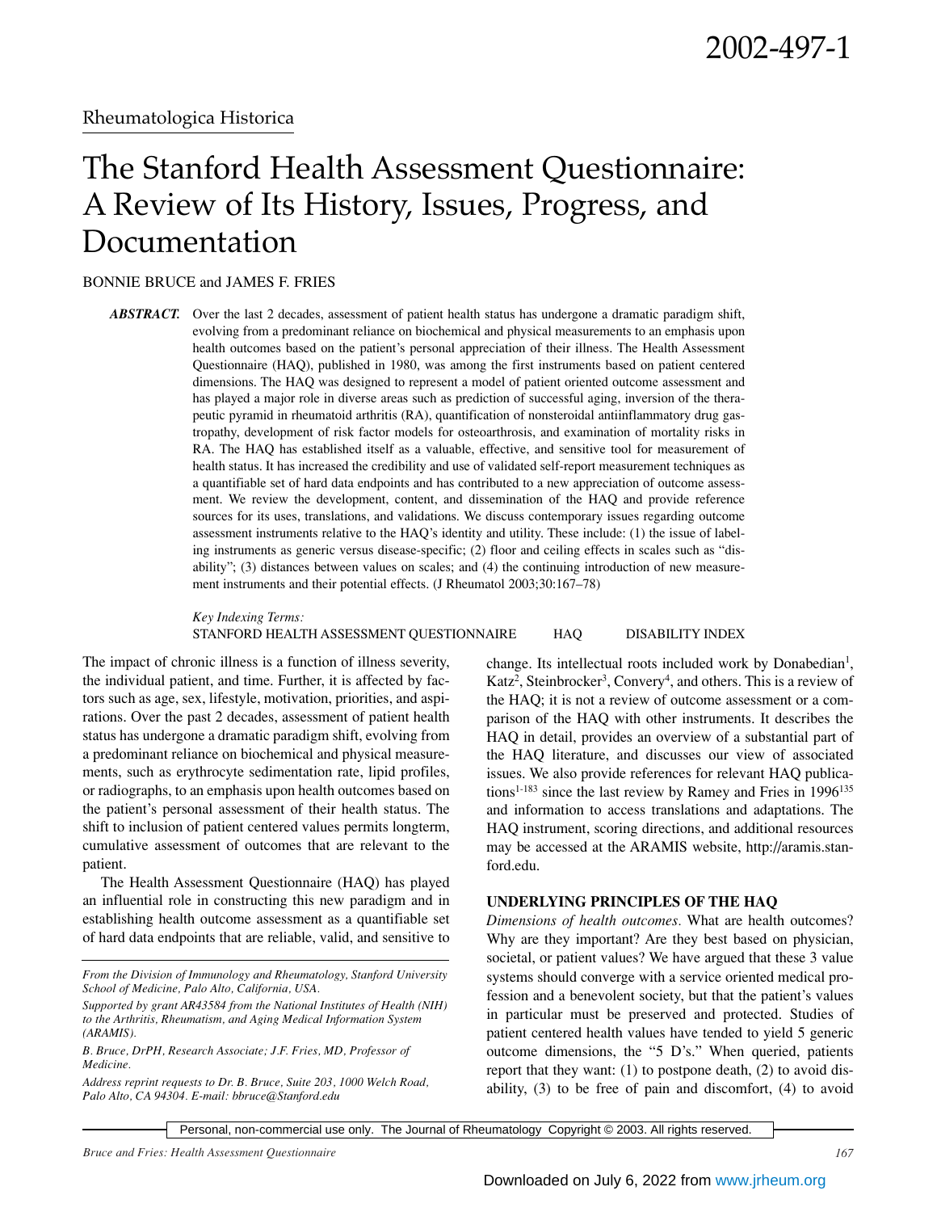2002-497-1

Rheumatologica Historica

# The Stanford Health Assessment Questionnaire: A Review of Its History, Issues, Progress, and Documentation

BONNIE BRUCE and JAMES F. FRIES

***ABSTRACT.*** Over the last 2 decades, assessment of patient health status has undergone a dramatic paradigm shift, evolving from a predominant reliance on biochemical and physical measurements to an emphasis upon health outcomes based on the patient's personal appreciation of their illness. The Health Assessment Questionnaire (HAQ), published in 1980, was among the first instruments based on patient centered dimensions. The HAQ was designed to represent a model of patient oriented outcome assessment and has played a major role in diverse areas such as prediction of successful aging, inversion of the therapeutic pyramid in rheumatoid arthritis (RA), quantification of nonsteroidal antiinflammatory drug gastropathy, development of risk factor models for osteoarthrosis, and examination of mortality risks in RA. The HAQ has established itself as a valuable, effective, and sensitive tool for measurement of health status. It has increased the credibility and use of validated self-report measurement techniques as a quantifiable set of hard data endpoints and has contributed to a new appreciation of outcome assessment. We review the development, content, and dissemination of the HAQ and provide reference sources for its uses, translations, and validations. We discuss contemporary issues regarding outcome assessment instruments relative to the HAQ's identity and utility. These include: (1) the issue of labeling instruments as generic versus disease-specific; (2) floor and ceiling effects in scales such as "disability"; (3) distances between values on scales; and (4) the continuing introduction of new measurement instruments and their potential effects. (J Rheumatol 2003;30:167–78)

*Key Indexing Terms:*
STANFORD HEALTH ASSESSMENT QUESTIONNAIRE HAQ DISABILITY INDEX

The impact of chronic illness is a function of illness severity, the individual patient, and time. Further, it is affected by factors such as age, sex, lifestyle, motivation, priorities, and aspirations. Over the past 2 decades, assessment of patient health status has undergone a dramatic paradigm shift, evolving from a predominant reliance on biochemical and physical measurements, such as erythrocyte sedimentation rate, lipid profiles, or radiographs, to an emphasis upon health outcomes based on the patient's personal assessment of their health status. The shift to inclusion of patient centered values permits longterm, cumulative assessment of outcomes that are relevant to the patient.

The Health Assessment Questionnaire (HAQ) has played an influential role in constructing this new paradigm and in establishing health outcome assessment as a quantifiable set of hard data endpoints that are reliable, valid, and sensitive to change. Its intellectual roots included work by Donabedian[1], Katz[2], Steinbrocker[3], Convery[4], and others. This is a review of the HAQ; it is not a review of outcome assessment or a comparison of the HAQ with other instruments. It describes the HAQ in detail, provides an overview of a substantial part of the HAQ literature, and discusses our view of associated issues. We also provide references for relevant HAQ publications[1-183] since the last review by Ramey and Fries in 1996[135] and information to access translations and adaptations. The HAQ instrument, scoring directions, and additional resources may be accessed at the ARAMIS website, http://aramis.stanford.edu.

## UNDERLYING PRINCIPLES OF THE HAQ

*Dimensions of health outcomes.* What are health outcomes? Why are they important? Are they best based on physician, societal, or patient values? We have argued that these 3 value systems should converge with a service oriented medical profession and a benevolent society, but that the patient's values in particular must be preserved and protected. Studies of patient centered health values have tended to yield 5 generic outcome dimensions, the "5 D's." When queried, patients report that they want: (1) to postpone death, (2) to avoid disability, (3) to be free of pain and discomfort, (4) to avoid

*From the Division of Immunology and Rheumatology, Stanford University School of Medicine, Palo Alto, California, USA.*

*Supported by grant AR43584 from the National Institutes of Health (NIH) to the Arthritis, Rheumatism, and Aging Medical Information System (ARAMIS).*

*B. Bruce, DrPH, Research Associate; J.F. Fries, MD, Professor of Medicine.*

*Address reprint requests to Dr. B. Bruce, Suite 203, 1000 Welch Road, Palo Alto, CA 94304. E-mail: bbruce@Stanford.edu*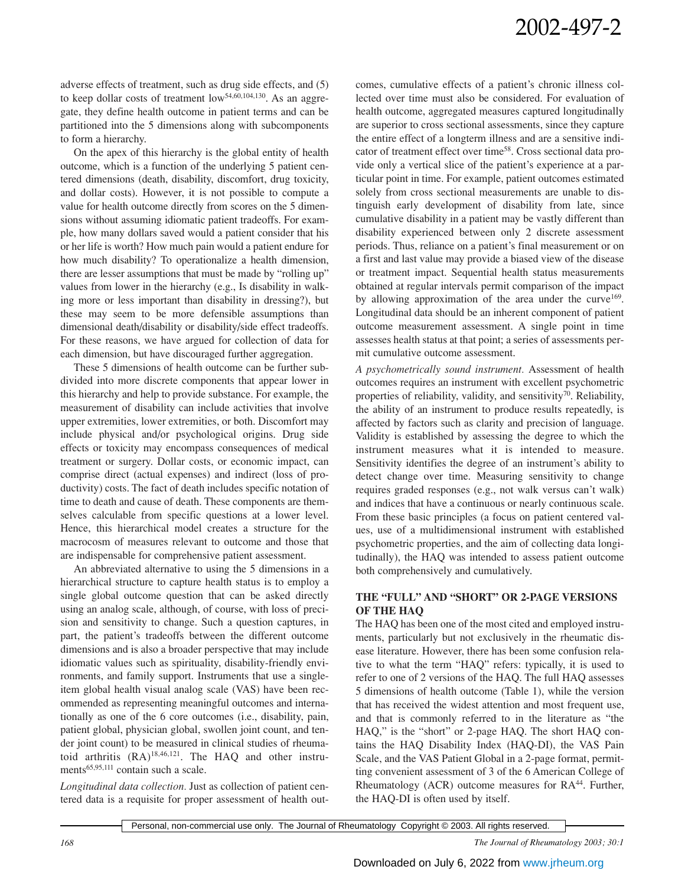adverse effects of treatment, such as drug side effects, and (5) to keep dollar costs of treatment low[54,60,104,130]. As an aggregate, they define health outcome in patient terms and can be partitioned into the 5 dimensions along with subcomponents to form a hierarchy.

On the apex of this hierarchy is the global entity of health outcome, which is a function of the underlying 5 patient centered dimensions (death, disability, discomfort, drug toxicity, and dollar costs). However, it is not possible to compute a value for health outcome directly from scores on the 5 dimensions without assuming idiomatic patient tradeoffs. For example, how many dollars saved would a patient consider that his or her life is worth? How much pain would a patient endure for how much disability? To operationalize a health dimension, there are lesser assumptions that must be made by "rolling up" values from lower in the hierarchy (e.g., Is disability in walking more or less important than disability in dressing?), but these may seem to be more defensible assumptions than dimensional death/disability or disability/side effect tradeoffs. For these reasons, we have argued for collection of data for each dimension, but have discouraged further aggregation.

These 5 dimensions of health outcome can be further subdivided into more discrete components that appear lower in this hierarchy and help to provide substance. For example, the measurement of disability can include activities that involve upper extremities, lower extremities, or both. Discomfort may include physical and/or psychological origins. Drug side effects or toxicity may encompass consequences of medical treatment or surgery. Dollar costs, or economic impact, can comprise direct (actual expenses) and indirect (loss of productivity) costs. The fact of death includes specific notation of time to death and cause of death. These components are themselves calculable from specific questions at a lower level. Hence, this hierarchical model creates a structure for the macrocosm of measures relevant to outcome and those that are indispensable for comprehensive patient assessment.

An abbreviated alternative to using the 5 dimensions in a hierarchical structure to capture health status is to employ a single global outcome question that can be asked directly using an analog scale, although, of course, with loss of precision and sensitivity to change. Such a question captures, in part, the patient's tradeoffs between the different outcome dimensions and is also a broader perspective that may include idiomatic values such as spirituality, disability-friendly environments, and family support. Instruments that use a single-item global health visual analog scale (VAS) have been recommended as representing meaningful outcomes and internationally as one of the 6 core outcomes (i.e., disability, pain, patient global, physician global, swollen joint count, and tender joint count) to be measured in clinical studies of rheumatoid arthritis (RA)[18,46,121]. The HAQ and other instruments[65,95,111] contain such a scale.

*Longitudinal data collection.* Just as collection of patient centered data is a requisite for proper assessment of health outcomes, cumulative effects of a patient's chronic illness collected over time must also be considered. For evaluation of health outcome, aggregated measures captured longitudinally are superior to cross sectional assessments, since they capture the entire effect of a longterm illness and are a sensitive indicator of treatment effect over time[58]. Cross sectional data provide only a vertical slice of the patient's experience at a particular point in time. For example, patient outcomes estimated solely from cross sectional measurements are unable to distinguish early development of disability from late, since cumulative disability in a patient may be vastly different than disability experienced between only 2 discrete assessment periods. Thus, reliance on a patient's final measurement or on a first and last value may provide a biased view of the disease or treatment impact. Sequential health status measurements obtained at regular intervals permit comparison of the impact by allowing approximation of the area under the curve[169]. Longitudinal data should be an inherent component of patient outcome measurement assessment. A single point in time assesses health status at that point; a series of assessments permit cumulative outcome assessment.

*A psychometrically sound instrument.* Assessment of health outcomes requires an instrument with excellent psychometric properties of reliability, validity, and sensitivity[70]. Reliability, the ability of an instrument to produce results repeatedly, is affected by factors such as clarity and precision of language. Validity is established by assessing the degree to which the instrument measures what it is intended to measure. Sensitivity identifies the degree of an instrument's ability to detect change over time. Measuring sensitivity to change requires graded responses (e.g., not walk versus can't walk) and indices that have a continuous or nearly continuous scale. From these basic principles (a focus on patient centered values, use of a multidimensional instrument with established psychometric properties, and the aim of collecting data longitudinally), the HAQ was intended to assess patient outcome both comprehensively and cumulatively.

## THE "FULL" AND "SHORT" OR 2-PAGE VERSIONS OF THE HAQ

The HAQ has been one of the most cited and employed instruments, particularly but not exclusively in the rheumatic disease literature. However, there has been some confusion relative to what the term "HAQ" refers: typically, it is used to refer to one of 2 versions of the HAQ. The full HAQ assesses 5 dimensions of health outcome (Table 1), while the version that has received the widest attention and most frequent use, and that is commonly referred to in the literature as "the HAQ," is the "short" or 2-page HAQ. The short HAQ contains the HAQ Disability Index (HAQ-DI), the VAS Pain Scale, and the VAS Patient Global in a 2-page format, permitting convenient assessment of 3 of the 6 American College of Rheumatology (ACR) outcome measures for RA[44]. Further, the HAQ-DI is often used by itself.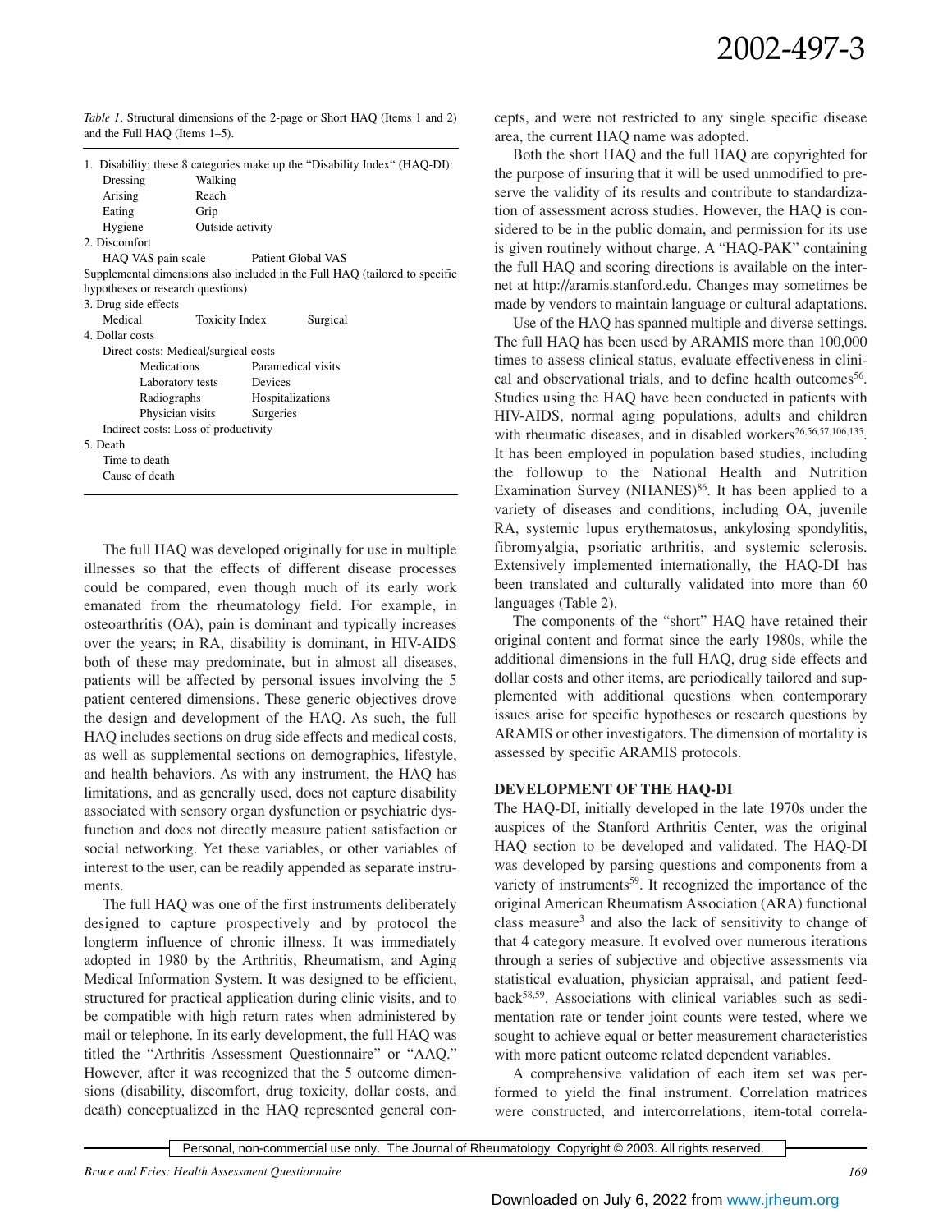*Table 1*. Structural dimensions of the 2-page or Short HAQ (Items 1 and 2) and the Full HAQ (Items 1–5).

| | | |
|---|---|---|
| 1. Disability; these 8 categories make up the "Disability Index" (HAQ-DI): | | |
| Dressing | Walking | |
| Arising | Reach | |
| Eating | Grip | |
| Hygiene | Outside activity | |
| 2. Discomfort | | |
| HAQ VAS pain scale | Patient Global VAS | |
| Supplemental dimensions also included in the Full HAQ (tailored to specific hypotheses or research questions) | | |
| 3. Drug side effects | | |
| Medical | Toxicity Index | Surgical |
| 4. Dollar costs | | |
| Direct costs: Medical/surgical costs | | |
| Medications | Paramedical visits | |
| Laboratory tests | Devices | |
| Radiographs | Hospitalizations | |
| Physician visits | Surgeries | |
| Indirect costs: Loss of productivity | | |
| 5. Death | | |
| Time to death | | |
| Cause of death | | |

The full HAQ was developed originally for use in multiple illnesses so that the effects of different disease processes could be compared, even though much of its early work emanated from the rheumatology field. For example, in osteoarthritis (OA), pain is dominant and typically increases over the years; in RA, disability is dominant, in HIV-AIDS both of these may predominate, but in almost all diseases, patients will be affected by personal issues involving the 5 patient centered dimensions. These generic objectives drove the design and development of the HAQ. As such, the full HAQ includes sections on drug side effects and medical costs, as well as supplemental sections on demographics, lifestyle, and health behaviors. As with any instrument, the HAQ has limitations, and as generally used, does not capture disability associated with sensory organ dysfunction or psychiatric dysfunction and does not directly measure patient satisfaction or social networking. Yet these variables, or other variables of interest to the user, can be readily appended as separate instruments.

The full HAQ was one of the first instruments deliberately designed to capture prospectively and by protocol the longterm influence of chronic illness. It was immediately adopted in 1980 by the Arthritis, Rheumatism, and Aging Medical Information System. It was designed to be efficient, structured for practical application during clinic visits, and to be compatible with high return rates when administered by mail or telephone. In its early development, the full HAQ was titled the "Arthritis Assessment Questionnaire" or "AAQ." However, after it was recognized that the 5 outcome dimensions (disability, discomfort, drug toxicity, dollar costs, and death) conceptualized in the HAQ represented general concepts, and were not restricted to any single specific disease area, the current HAQ name was adopted.

Both the short HAQ and the full HAQ are copyrighted for the purpose of insuring that it will be used unmodified to preserve the validity of its results and contribute to standardization of assessment across studies. However, the HAQ is considered to be in the public domain, and permission for its use is given routinely without charge. A "HAQ-PAK" containing the full HAQ and scoring directions is available on the internet at http://aramis.stanford.edu. Changes may sometimes be made by vendors to maintain language or cultural adaptations.

Use of the HAQ has spanned multiple and diverse settings. The full HAQ has been used by ARAMIS more than 100,000 times to assess clinical status, evaluate effectiveness in clinical and observational trials, and to define health outcomes[56]. Studies using the HAQ have been conducted in patients with HIV-AIDS, normal aging populations, adults and children with rheumatic diseases, and in disabled workers[26,56,57,106,135]. It has been employed in population based studies, including the followup to the National Health and Nutrition Examination Survey (NHANES)[86]. It has been applied to a variety of diseases and conditions, including OA, juvenile RA, systemic lupus erythematosus, ankylosing spondylitis, fibromyalgia, psoriatic arthritis, and systemic sclerosis. Extensively implemented internationally, the HAQ-DI has been translated and culturally validated into more than 60 languages (Table 2).

The components of the "short" HAQ have retained their original content and format since the early 1980s, while the additional dimensions in the full HAQ, drug side effects and dollar costs and other items, are periodically tailored and supplemented with additional questions when contemporary issues arise for specific hypotheses or research questions by ARAMIS or other investigators. The dimension of mortality is assessed by specific ARAMIS protocols.

## DEVELOPMENT OF THE HAQ-DI

The HAQ-DI, initially developed in the late 1970s under the auspices of the Stanford Arthritis Center, was the original HAQ section to be developed and validated. The HAQ-DI was developed by parsing questions and components from a variety of instruments[59]. It recognized the importance of the original American Rheumatism Association (ARA) functional class measure[3] and also the lack of sensitivity to change of that 4 category measure. It evolved over numerous iterations through a series of subjective and objective assessments via statistical evaluation, physician appraisal, and patient feedback[58,59]. Associations with clinical variables such as sedimentation rate or tender joint counts were tested, where we sought to achieve equal or better measurement characteristics with more patient outcome related dependent variables.

A comprehensive validation of each item set was performed to yield the final instrument. Correlation matrices were constructed, and intercorrelations, item-total correla-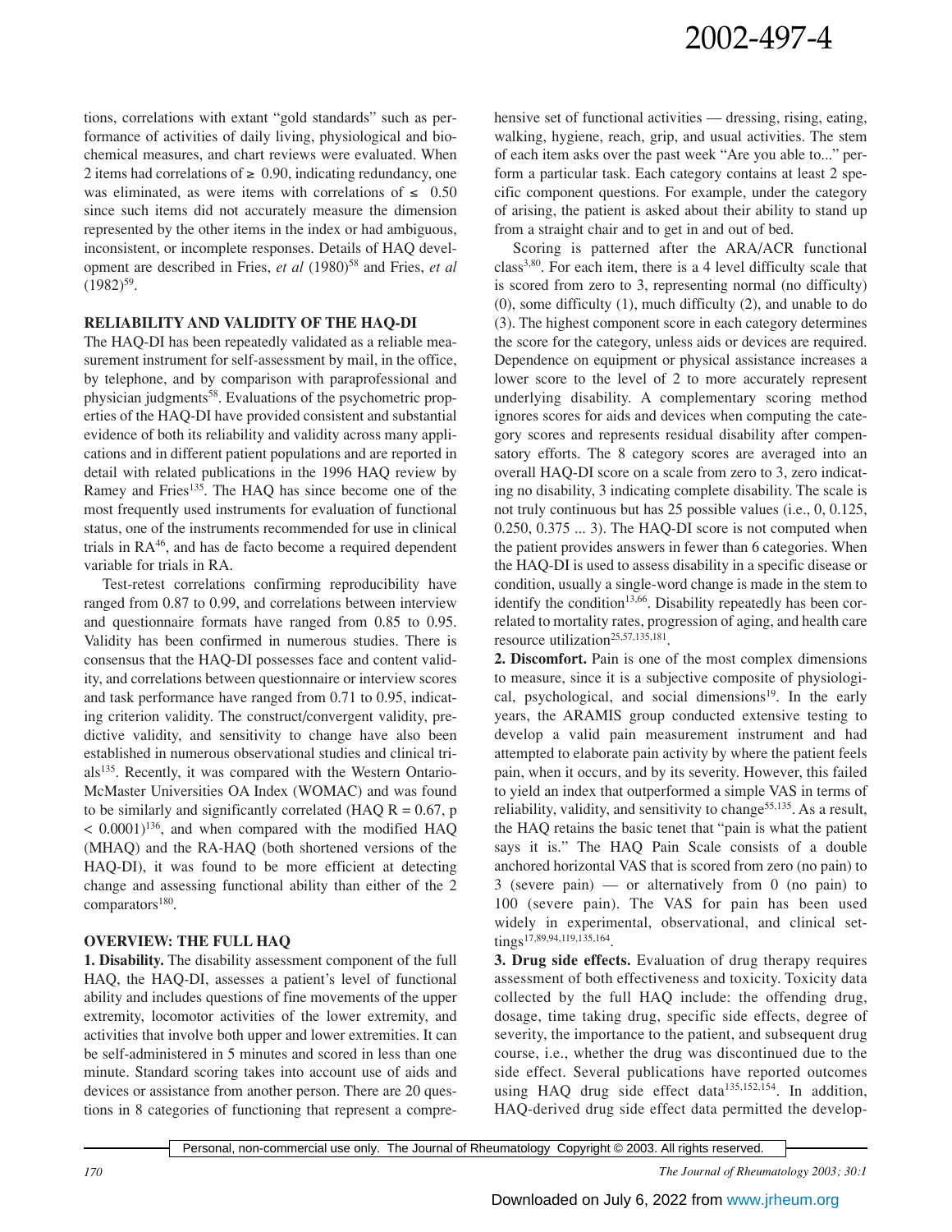tions, correlations with extant "gold standards" such as performance of activities of daily living, physiological and biochemical measures, and chart reviews were evaluated. When 2 items had correlations of ≥ 0.90, indicating redundancy, one was eliminated, as were items with correlations of ≤ 0.50 since such items did not accurately measure the dimension represented by the other items in the index or had ambiguous, inconsistent, or incomplete responses. Details of HAQ development are described in Fries, *et al* (1980)[58] and Fries, *et al* (1982)[59].

## RELIABILITY AND VALIDITY OF THE HAQ-DI

The HAQ-DI has been repeatedly validated as a reliable measurement instrument for self-assessment by mail, in the office, by telephone, and by comparison with paraprofessional and physician judgments[58]. Evaluations of the psychometric properties of the HAQ-DI have provided consistent and substantial evidence of both its reliability and validity across many applications and in different patient populations and are reported in detail with related publications in the 1996 HAQ review by Ramey and Fries[135]. The HAQ has since become one of the most frequently used instruments for evaluation of functional status, one of the instruments recommended for use in clinical trials in RA[46], and has de facto become a required dependent variable for trials in RA.

Test-retest correlations confirming reproducibility have ranged from 0.87 to 0.99, and correlations between interview and questionnaire formats have ranged from 0.85 to 0.95. Validity has been confirmed in numerous studies. There is consensus that the HAQ-DI possesses face and content validity, and correlations between questionnaire or interview scores and task performance have ranged from 0.71 to 0.95, indicating criterion validity. The construct/convergent validity, predictive validity, and sensitivity to change have also been established in numerous observational studies and clinical trials[135]. Recently, it was compared with the Western Ontario-McMaster Universities OA Index (WOMAC) and was found to be similarly and significantly correlated (HAQ $R = 0.67$, $p < 0.0001$)[136], and when compared with the modified HAQ (MHAQ) and the RA-HAQ (both shortened versions of the HAQ-DI), it was found to be more efficient at detecting change and assessing functional ability than either of the 2 comparators[180].

## OVERVIEW: THE FULL HAQ

**1. Disability.** The disability assessment component of the full HAQ, the HAQ-DI, assesses a patient's level of functional ability and includes questions of fine movements of the upper extremity, locomotor activities of the lower extremity, and activities that involve both upper and lower extremities. It can be self-administered in 5 minutes and scored in less than one minute. Standard scoring takes into account use of aids and devices or assistance from another person. There are 20 questions in 8 categories of functioning that represent a comprehensive set of functional activities — dressing, rising, eating, walking, hygiene, reach, grip, and usual activities. The stem of each item asks over the past week "Are you able to..." perform a particular task. Each category contains at least 2 specific component questions. For example, under the category of arising, the patient is asked about their ability to stand up from a straight chair and to get in and out of bed.

Scoring is patterned after the ARA/ACR functional class[3,80]. For each item, there is a 4 level difficulty scale that is scored from zero to 3, representing normal (no difficulty) (0), some difficulty (1), much difficulty (2), and unable to do (3). The highest component score in each category determines the score for the category, unless aids or devices are required. Dependence on equipment or physical assistance increases a lower score to the level of 2 to more accurately represent underlying disability. A complementary scoring method ignores scores for aids and devices when computing the category scores and represents residual disability after compensatory efforts. The 8 category scores are averaged into an overall HAQ-DI score on a scale from zero to 3, zero indicating no disability, 3 indicating complete disability. The scale is not truly continuous but has 25 possible values (i.e., 0, 0.125, 0.250, 0.375 ... 3). The HAQ-DI score is not computed when the patient provides answers in fewer than 6 categories. When the HAQ-DI is used to assess disability in a specific disease or condition, usually a single-word change is made in the stem to identify the condition[13,66]. Disability repeatedly has been correlated to mortality rates, progression of aging, and health care resource utilization[25,57,135,181].

**2. Discomfort.** Pain is one of the most complex dimensions to measure, since it is a subjective composite of physiological, psychological, and social dimensions[19]. In the early years, the ARAMIS group conducted extensive testing to develop a valid pain measurement instrument and had attempted to elaborate pain activity by where the patient feels pain, when it occurs, and by its severity. However, this failed to yield an index that outperformed a simple VAS in terms of reliability, validity, and sensitivity to change[55,135]. As a result, the HAQ retains the basic tenet that "pain is what the patient says it is." The HAQ Pain Scale consists of a double anchored horizontal VAS that is scored from zero (no pain) to 3 (severe pain) — or alternatively from 0 (no pain) to 100 (severe pain). The VAS for pain has been used widely in experimental, observational, and clinical settings[17,89,94,119,135,164].

**3. Drug side effects.** Evaluation of drug therapy requires assessment of both effectiveness and toxicity. Toxicity data collected by the full HAQ include: the offending drug, dosage, time taking drug, specific side effects, degree of severity, the importance to the patient, and subsequent drug course, i.e., whether the drug was discontinued due to the side effect. Several publications have reported outcomes using HAQ drug side effect data[135,152,154]. In addition, HAQ-derived drug side effect data permitted the develop-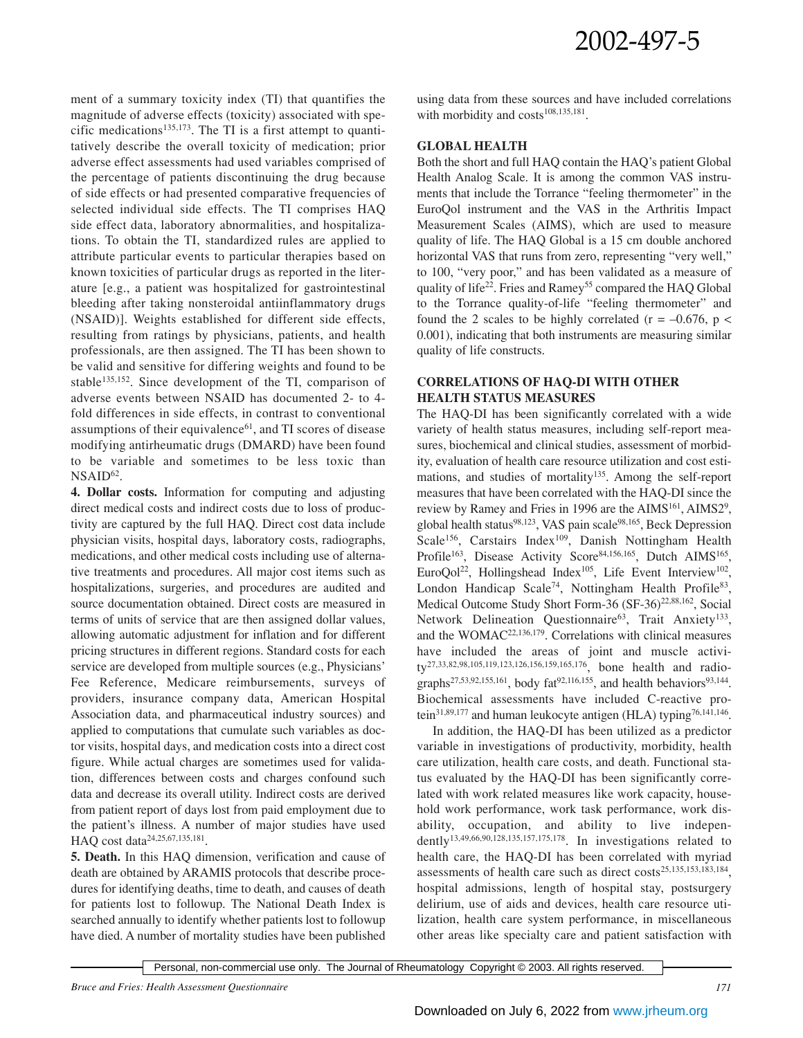ment of a summary toxicity index (TI) that quantifies the magnitude of adverse effects (toxicity) associated with specific medications[135,173]. The TI is a first attempt to quantitatively describe the overall toxicity of medication; prior adverse effect assessments had used variables comprised of the percentage of patients discontinuing the drug because of side effects or had presented comparative frequencies of selected individual side effects. The TI comprises HAQ side effect data, laboratory abnormalities, and hospitalizations. To obtain the TI, standardized rules are applied to attribute particular events to particular therapies based on known toxicities of particular drugs as reported in the literature [e.g., a patient was hospitalized for gastrointestinal bleeding after taking nonsteroidal antiinflammatory drugs (NSAID)]. Weights established for different side effects, resulting from ratings by physicians, patients, and health professionals, are then assigned. The TI has been shown to be valid and sensitive for differing weights and found to be stable[135,152]. Since development of the TI, comparison of adverse events between NSAID has documented 2- to 4-fold differences in side effects, in contrast to conventional assumptions of their equivalence[61], and TI scores of disease modifying antirheumatic drugs (DMARD) have been found to be variable and sometimes to be less toxic than NSAID[62].

**4. Dollar costs.** Information for computing and adjusting direct medical costs and indirect costs due to loss of productivity are captured by the full HAQ. Direct cost data include physician visits, hospital days, laboratory costs, radiographs, medications, and other medical costs including use of alternative treatments and procedures. All major cost items such as hospitalizations, surgeries, and procedures are audited and source documentation obtained. Direct costs are measured in terms of units of service that are then assigned dollar values, allowing automatic adjustment for inflation and for different pricing structures in different regions. Standard costs for each service are developed from multiple sources (e.g., Physicians' Fee Reference, Medicare reimbursements, surveys of providers, insurance company data, American Hospital Association data, and pharmaceutical industry sources) and applied to computations that cumulate such variables as doctor visits, hospital days, and medication costs into a direct cost figure. While actual charges are sometimes used for validation, differences between costs and charges confound such data and decrease its overall utility. Indirect costs are derived from patient report of days lost from paid employment due to the patient's illness. A number of major studies have used HAQ cost data[24,25,67,135,181].

**5. Death.** In this HAQ dimension, verification and cause of death are obtained by ARAMIS protocols that describe procedures for identifying deaths, time to death, and causes of death for patients lost to followup. The National Death Index is searched annually to identify whether patients lost to followup have died. A number of mortality studies have been published using data from these sources and have included correlations with morbidity and costs[108,135,181].

## GLOBAL HEALTH

Both the short and full HAQ contain the HAQ's patient Global Health Analog Scale. It is among the common VAS instruments that include the Torrance "feeling thermometer" in the EuroQol instrument and the VAS in the Arthritis Impact Measurement Scales (AIMS), which are used to measure quality of life. The HAQ Global is a 15 cm double anchored horizontal VAS that runs from zero, representing "very well," to 100, "very poor," and has been validated as a measure of quality of life[22]. Fries and Ramey[55] compared the HAQ Global to the Torrance quality-of-life "feeling thermometer" and found the 2 scales to be highly correlated ($r = -0.676$, $p < 0.001$), indicating that both instruments are measuring similar quality of life constructs.

## CORRELATIONS OF HAQ-DI WITH OTHER HEALTH STATUS MEASURES

The HAQ-DI has been significantly correlated with a wide variety of health status measures, including self-report measures, biochemical and clinical studies, assessment of morbidity, evaluation of health care resource utilization and cost estimations, and studies of mortality[135]. Among the self-report measures that have been correlated with the HAQ-DI since the review by Ramey and Fries in 1996 are the AIMS[161], AIMS2[9], global health status[98,123], VAS pain scale[98,165], Beck Depression Scale[156], Carstairs Index[109], Danish Nottingham Health Profile[163], Disease Activity Score[84,156,165], Dutch AIMS[165], EuroQol[22], Hollingshead Index[105], Life Event Interview[102], London Handicap Scale[74], Nottingham Health Profile[83], Medical Outcome Study Short Form-36 (SF-36)[22,88,162], Social Network Delineation Questionnaire[63], Trait Anxiety[133], and the WOMAC[22,136,179]. Correlations with clinical measures have included the areas of joint and muscle activity[27,33,82,98,105,119,123,126,156,159,165,176], bone health and radiographs[27,53,92,155,161], body fat[92,116,155], and health behaviors[93,144]. Biochemical assessments have included C-reactive protein[31,89,177] and human leukocyte antigen (HLA) typing[76,141,146].

In addition, the HAQ-DI has been utilized as a predictor variable in investigations of productivity, morbidity, health care utilization, health care costs, and death. Functional status evaluated by the HAQ-DI has been significantly correlated with work related measures like work capacity, household work performance, work task performance, work disability, occupation, and ability to live independently[13,49,66,90,128,135,157,175,178]. In investigations related to health care, the HAQ-DI has been correlated with myriad assessments of health care such as direct costs[25,135,153,183,184], hospital admissions, length of hospital stay, postsurgery delirium, use of aids and devices, health care resource utilization, health care system performance, in miscellaneous other areas like specialty care and patient satisfaction with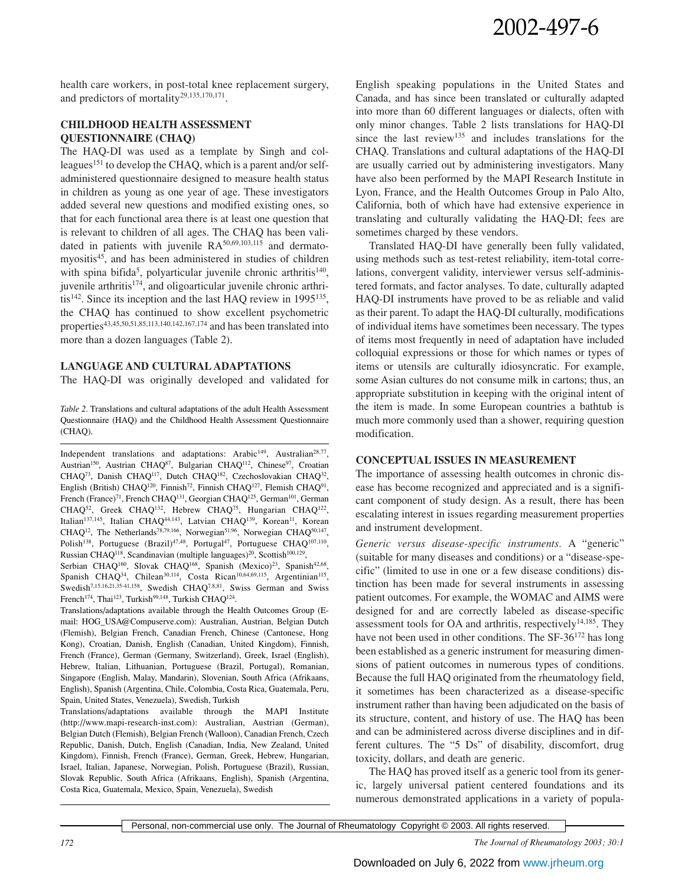health care workers, in post-total knee replacement surgery, and predictors of mortality[29,135,170,171].

## CHILDHOOD HEALTH ASSESSMENT QUESTIONNAIRE (CHAQ)

The HAQ-DI was used as a template by Singh and colleagues[151] to develop the CHAQ, which is a parent and/or self-administered questionnaire designed to measure health status in children as young as one year of age. These investigators added several new questions and modified existing ones, so that for each functional area there is at least one question that is relevant to children of all ages. The CHAQ has been validated in patients with juvenile RA[50,69,103,115] and dermatomyositis[45], and has been administered in studies of children with spina bifida[5], polyarticular juvenile chronic arthritis[140], juvenile arthritis[174], and oligoarticular juvenile chronic arthritis[142]. Since its inception and the last HAQ review in 1995[135], the CHAQ has continued to show excellent psychometric properties[43,45,50,51,85,113,140,142,167,174] and has been translated into more than a dozen languages (Table 2).

## LANGUAGE AND CULTURAL ADAPTATIONS

The HAQ-DI was originally developed and validated for English speaking populations in the United States and Canada, and has since been translated or culturally adapted into more than 60 different languages or dialects, often with only minor changes. Table 2 lists translations for HAQ-DI since the last review[135] and includes translations for the CHAQ. Translations and cultural adaptations of the HAQ-DI are usually carried out by administering investigators. Many have also been performed by the MAPI Research Institute in Lyon, France, and the Health Outcomes Group in Palo Alto, California, both of which have had extensive experience in translating and culturally validating the HAQ-DI; fees are sometimes charged by these vendors.

Translated HAQ-DI have generally been fully validated, using methods such as test-retest reliability, item-total correlations, convergent validity, interviewer versus self-administered formats, and factor analyses. To date, culturally adapted HAQ-DI instruments have proved to be as reliable and valid as their parent. To adapt the HAQ-DI culturally, modifications of individual items have sometimes been necessary. The types of items most frequently in need of adaptation have included colloquial expressions or those for which names or types of items or utensils are culturally idiosyncratic. For example, some Asian cultures do not consume milk in cartons; thus, an appropriate substitution in keeping with the original intent of the item is made. In some European countries a bathtub is much more commonly used than a shower, requiring question modification.

*Table 2.* Translations and cultural adaptations of the adult Health Assessment Questionnaire (HAQ) and the Childhood Health Assessment Questionnaire (CHAQ).

Independent translations and adaptations: Arabic[149], Australian[28,77], Austrian[150], Austrian CHAQ[87], Bulgarian CHAQ[112], Chinese[97], Croatian CHAQ[73], Danish CHAQ[117], Dutch CHAQ[182], Czechoslovakian CHAQ[32], English (British) CHAQ[120], Finnish[72], Finnish CHAQ[127], Flemish CHAQ[91], French (France)[71], French CHAQ[131], Georgian CHAQ[125], German[101], German CHAQ[52], Greek CHAQ[132], Hebrew CHAQ[75], Hungarian CHAQ[122], Italian[137,145], Italian CHAQ[44,143], Latvian CHAQ[139], Korean[11], Korean CHAQ[12], The Netherlands[78,79,166], Norwegian[51,96], Norwegian CHAQ[50,147], Polish[138], Portuguese (Brazil)[47,48], Portugal[47], Portuguese CHAQ[107,110], Russian CHAQ[118], Scandinavian (multiple languages)[20], Scottish[100,129], Serbian CHAQ[160], Slovak CHAQ[168], Spanish (Mexico)[23], Spanish[42,68], Spanish CHAQ[34], Chilean[30,114], Costa Rican[10,64,69,115], Argentinian[115], Swedish[7,15,16,21,35-41,158], Swedish CHAQ[7,8,81], Swiss German and Swiss French[174], Thai[123], Turkish[99,148], Turkish CHAQ[124].

Translations/adaptations available through the Health Outcomes Group (E-mail: HOG_USA@Compuserve.com): Australian, Austrian, Belgian Dutch (Flemish), Belgian French, Canadian French, Chinese (Cantonese, Hong Kong), Croatian, Danish, English (Canadian, United Kingdom), Finnish, French (France), German (Germany, Switzerland), Greek, Israel (English), Hebrew, Italian, Lithuanian, Portuguese (Brazil, Portugal), Romanian, Singapore (English, Malay, Mandarin), Slovenian, South Africa (Afrikaans, English), Spanish (Argentina, Chile, Colombia, Costa Rica, Guatemala, Peru, Spain, United States, Venezuela), Swedish, Turkish

Translations/adaptations available through the MAPI Institute (http://www.mapi-research-inst.com): Australian, Austrian (German), Belgian Dutch (Flemish), Belgian French (Walloon), Canadian French, Czech Republic, Danish, Dutch, English (Canadian, India, New Zealand, United Kingdom), Finnish, French (France), German, Greek, Hebrew, Hungarian, Israel, Italian, Japanese, Norwegian, Polish, Portuguese (Brazil), Russian, Slovak Republic, South Africa (Afrikaans, English), Spanish (Argentina, Costa Rica, Guatemala, Mexico, Spain, Venezuela), Swedish

## CONCEPTUAL ISSUES IN MEASUREMENT

The importance of assessing health outcomes in chronic disease has become recognized and appreciated and is a significant component of study design. As a result, there has been escalating interest in issues regarding measurement properties and instrument development.

*Generic versus disease-specific instruments.* A "generic" (suitable for many diseases and conditions) or a "disease-specific" (limited to use in one or a few disease conditions) distinction has been made for several instruments in assessing patient outcomes. For example, the WOMAC and AIMS were designed for and are correctly labeled as disease-specific assessment tools for OA and arthritis, respectively[14,185]. They have not been used in other conditions. The SF-36[172] has long been established as a generic instrument for measuring dimensions of patient outcomes in numerous types of conditions. Because the full HAQ originated from the rheumatology field, it sometimes has been characterized as a disease-specific instrument rather than having been adjudicated on the basis of its structure, content, and history of use. The HAQ has been and can be administered across diverse disciplines and in different cultures. The "5 Ds" of disability, discomfort, drug toxicity, dollars, and death are generic.

The HAQ has proved itself as a generic tool from its generic, largely universal patient centered foundations and its numerous demonstrated applications in a variety of popula-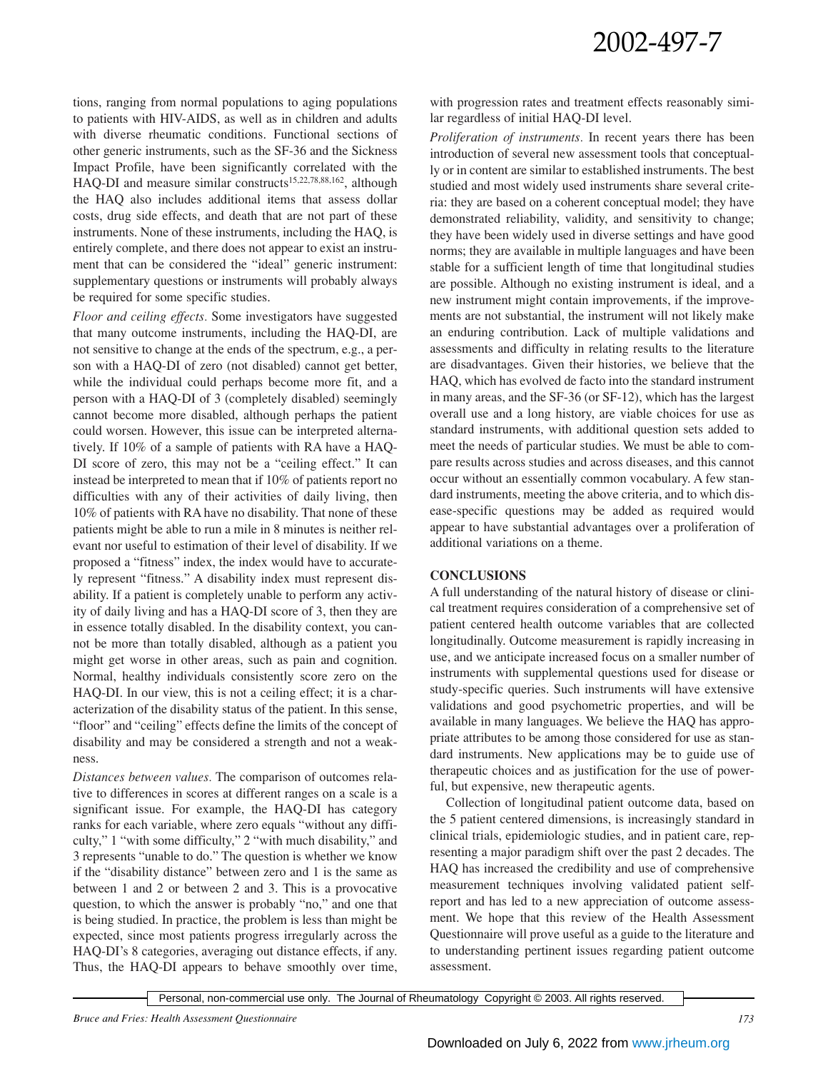tions, ranging from normal populations to aging populations to patients with HIV-AIDS, as well as in children and adults with diverse rheumatic conditions. Functional sections of other generic instruments, such as the SF-36 and the Sickness Impact Profile, have been significantly correlated with the HAQ-DI and measure similar constructs[15,22,78,88,162], although the HAQ also includes additional items that assess dollar costs, drug side effects, and death that are not part of these instruments. None of these instruments, including the HAQ, is entirely complete, and there does not appear to exist an instrument that can be considered the "ideal" generic instrument: supplementary questions or instruments will probably always be required for some specific studies.

*Floor and ceiling effects.* Some investigators have suggested that many outcome instruments, including the HAQ-DI, are not sensitive to change at the ends of the spectrum, e.g., a person with a HAQ-DI of zero (not disabled) cannot get better, while the individual could perhaps become more fit, and a person with a HAQ-DI of 3 (completely disabled) seemingly cannot become more disabled, although perhaps the patient could worsen. However, this issue can be interpreted alternatively. If 10% of a sample of patients with RA have a HAQ-DI score of zero, this may not be a "ceiling effect." It can instead be interpreted to mean that if 10% of patients report no difficulties with any of their activities of daily living, then 10% of patients with RA have no disability. That none of these patients might be able to run a mile in 8 minutes is neither relevant nor useful to estimation of their level of disability. If we proposed a "fitness" index, the index would have to accurately represent "fitness." A disability index must represent disability. If a patient is completely unable to perform any activity of daily living and has a HAQ-DI score of 3, then they are in essence totally disabled. In the disability context, you cannot be more than totally disabled, although as a patient you might get worse in other areas, such as pain and cognition. Normal, healthy individuals consistently score zero on the HAQ-DI. In our view, this is not a ceiling effect; it is a characterization of the disability status of the patient. In this sense, "floor" and "ceiling" effects define the limits of the concept of disability and may be considered a strength and not a weakness.

*Distances between values.* The comparison of outcomes relative to differences in scores at different ranges on a scale is a significant issue. For example, the HAQ-DI has category ranks for each variable, where zero equals "without any difficulty," 1 "with some difficulty," 2 "with much disability," and 3 represents "unable to do." The question is whether we know if the "disability distance" between zero and 1 is the same as between 1 and 2 or between 2 and 3. This is a provocative question, to which the answer is probably "no," and one that is being studied. In practice, the problem is less than might be expected, since most patients progress irregularly across the HAQ-DI's 8 categories, averaging out distance effects, if any. Thus, the HAQ-DI appears to behave smoothly over time, with progression rates and treatment effects reasonably similar regardless of initial HAQ-DI level.

*Proliferation of instruments.* In recent years there has been introduction of several new assessment tools that conceptually or in content are similar to established instruments. The best studied and most widely used instruments share several criteria: they are based on a coherent conceptual model; they have demonstrated reliability, validity, and sensitivity to change; they have been widely used in diverse settings and have good norms; they are available in multiple languages and have been stable for a sufficient length of time that longitudinal studies are possible. Although no existing instrument is ideal, and a new instrument might contain improvements, if the improvements are not substantial, the instrument will not likely make an enduring contribution. Lack of multiple validations and assessments and difficulty in relating results to the literature are disadvantages. Given their histories, we believe that the HAQ, which has evolved de facto into the standard instrument in many areas, and the SF-36 (or SF-12), which has the largest overall use and a long history, are viable choices for use as standard instruments, with additional question sets added to meet the needs of particular studies. We must be able to compare results across studies and across diseases, and this cannot occur without an essentially common vocabulary. A few standard instruments, meeting the above criteria, and to which disease-specific questions may be added as required would appear to have substantial advantages over a proliferation of additional variations on a theme.

## CONCLUSIONS

A full understanding of the natural history of disease or clinical treatment requires consideration of a comprehensive set of patient centered health outcome variables that are collected longitudinally. Outcome measurement is rapidly increasing in use, and we anticipate increased focus on a smaller number of instruments with supplemental questions used for disease or study-specific queries. Such instruments will have extensive validations and good psychometric properties, and will be available in many languages. We believe the HAQ has appropriate attributes to be among those considered for use as standard instruments. New applications may be to guide use of therapeutic choices and as justification for the use of powerful, but expensive, new therapeutic agents.

Collection of longitudinal patient outcome data, based on the 5 patient centered dimensions, is increasingly standard in clinical trials, epidemiologic studies, and in patient care, representing a major paradigm shift over the past 2 decades. The HAQ has increased the credibility and use of comprehensive measurement techniques involving validated patient self-report and has led to a new appreciation of outcome assessment. We hope that this review of the Health Assessment Questionnaire will prove useful as a guide to the literature and to understanding pertinent issues regarding patient outcome assessment.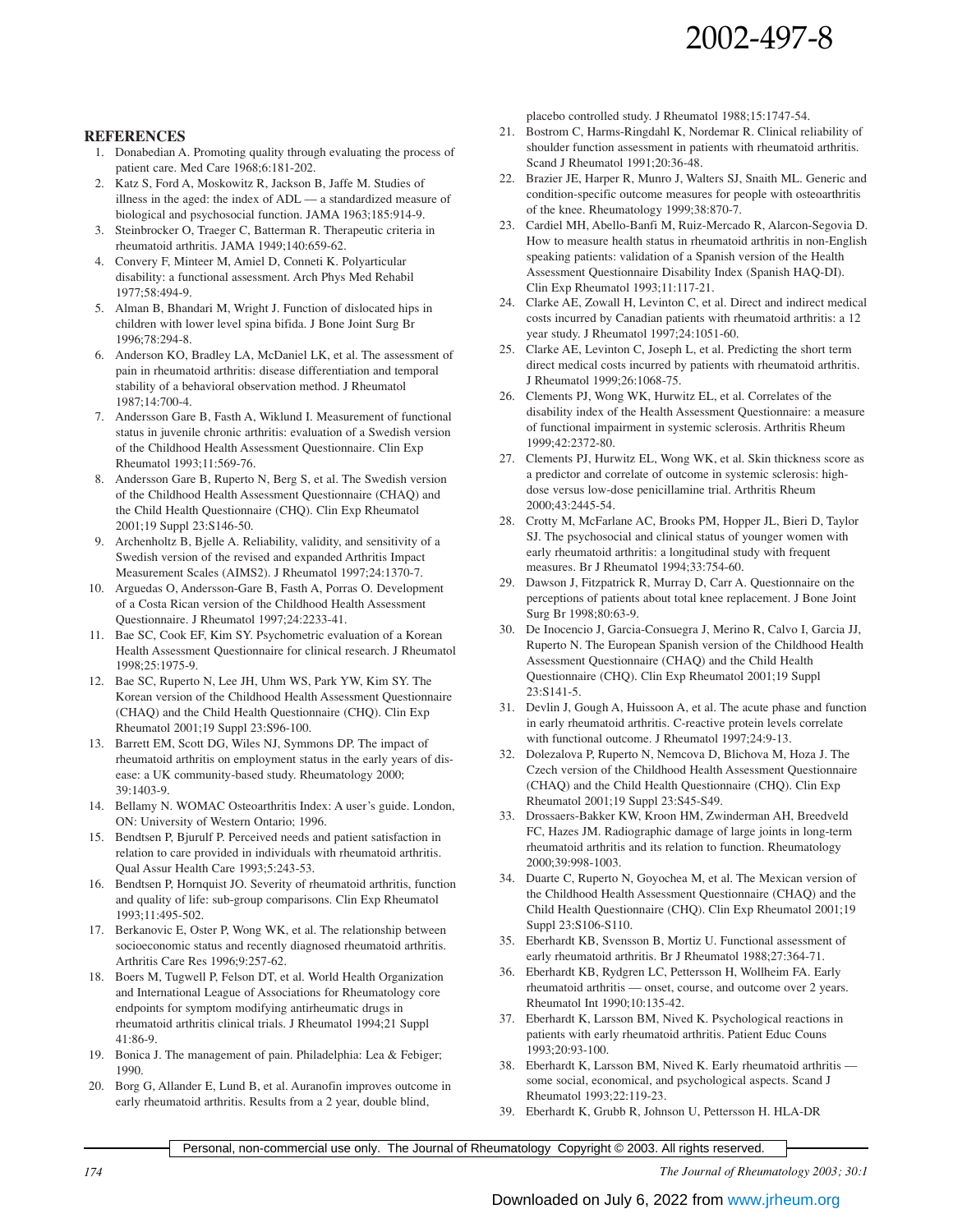## REFERENCES

1. Donabedian A. Promoting quality through evaluating the process of patient care. Med Care 1968;6:181-202.
2. Katz S, Ford A, Moskowitz R, Jackson B, Jaffe M. Studies of illness in the aged: the index of ADL — a standardized measure of biological and psychosocial function. JAMA 1963;185:914-9.
3. Steinbrocker O, Traeger C, Batterman R. Therapeutic criteria in rheumatoid arthritis. JAMA 1949;140:659-62.
4. Convery F, Minteer M, Amiel D, Conneti K. Polyarticular disability: a functional assessment. Arch Phys Med Rehabil 1977;58:494-9.
5. Alman B, Bhandari M, Wright J. Function of dislocated hips in children with lower level spina bifida. J Bone Joint Surg Br 1996;78:294-8.
6. Anderson KO, Bradley LA, McDaniel LK, et al. The assessment of pain in rheumatoid arthritis: disease differentiation and temporal stability of a behavioral observation method. J Rheumatol 1987;14:700-4.
7. Andersson Gare B, Fasth A, Wiklund I. Measurement of functional status in juvenile chronic arthritis: evaluation of a Swedish version of the Childhood Health Assessment Questionnaire. Clin Exp Rheumatol 1993;11:569-76.
8. Andersson Gare B, Ruperto N, Berg S, et al. The Swedish version of the Childhood Health Assessment Questionnaire (CHAQ) and the Child Health Questionnaire (CHQ). Clin Exp Rheumatol 2001;19 Suppl 23:S146-50.
9. Archenholtz B, Bjelle A. Reliability, validity, and sensitivity of a Swedish version of the revised and expanded Arthritis Impact Measurement Scales (AIMS2). J Rheumatol 1997;24:1370-7.
10. Arguedas O, Andersson-Gare B, Fasth A, Porras O. Development of a Costa Rican version of the Childhood Health Assessment Questionnaire. J Rheumatol 1997;24:2233-41.
11. Bae SC, Cook EF, Kim SY. Psychometric evaluation of a Korean Health Assessment Questionnaire for clinical research. J Rheumatol 1998;25:1975-9.
12. Bae SC, Ruperto N, Lee JH, Uhm WS, Park YW, Kim SY. The Korean version of the Childhood Health Assessment Questionnaire (CHAQ) and the Child Health Questionnaire (CHQ). Clin Exp Rheumatol 2001;19 Suppl 23:S96-100.
13. Barrett EM, Scott DG, Wiles NJ, Symmons DP. The impact of rheumatoid arthritis on employment status in the early years of disease: a UK community-based study. Rheumatology 2000; 39:1403-9.
14. Bellamy N. WOMAC Osteoarthritis Index: A user's guide. London, ON: University of Western Ontario; 1996.
15. Bendtsen P, Bjurulf P. Perceived needs and patient satisfaction in relation to care provided in individuals with rheumatoid arthritis. Qual Assur Health Care 1993;5:243-53.
16. Bendtsen P, Hornquist JO. Severity of rheumatoid arthritis, function and quality of life: sub-group comparisons. Clin Exp Rheumatol 1993;11:495-502.
17. Berkanovic E, Oster P, Wong WK, et al. The relationship between socioeconomic status and recently diagnosed rheumatoid arthritis. Arthritis Care Res 1996;9:257-62.
18. Boers M, Tugwell P, Felson DT, et al. World Health Organization and International League of Associations for Rheumatology core endpoints for symptom modifying antirheumatic drugs in rheumatoid arthritis clinical trials. J Rheumatol 1994;21 Suppl 41:86-9.
19. Bonica J. The management of pain. Philadelphia: Lea & Febiger; 1990.
20. Borg G, Allander E, Lund B, et al. Auranofin improves outcome in early rheumatoid arthritis. Results from a 2 year, double blind, placebo controlled study. J Rheumatol 1988;15:1747-54.
21. Bostrom C, Harms-Ringdahl K, Nordemar R. Clinical reliability of shoulder function assessment in patients with rheumatoid arthritis. Scand J Rheumatol 1991;20:36-48.
22. Brazier JE, Harper R, Munro J, Walters SJ, Snaith ML. Generic and condition-specific outcome measures for people with osteoarthritis of the knee. Rheumatology 1999;38:870-7.
23. Cardiel MH, Abello-Banfi M, Ruiz-Mercado R, Alarcon-Segovia D. How to measure health status in rheumatoid arthritis in non-English speaking patients: validation of a Spanish version of the Health Assessment Questionnaire Disability Index (Spanish HAQ-DI). Clin Exp Rheumatol 1993;11:117-21.
24. Clarke AE, Zowall H, Levinton C, et al. Direct and indirect medical costs incurred by Canadian patients with rheumatoid arthritis: a 12 year study. J Rheumatol 1997;24:1051-60.
25. Clarke AE, Levinton C, Joseph L, et al. Predicting the short term direct medical costs incurred by patients with rheumatoid arthritis. J Rheumatol 1999;26:1068-75.
26. Clements PJ, Wong WK, Hurwitz EL, et al. Correlates of the disability index of the Health Assessment Questionnaire: a measure of functional impairment in systemic sclerosis. Arthritis Rheum 1999;42:2372-80.
27. Clements PJ, Hurwitz EL, Wong WK, et al. Skin thickness score as a predictor and correlate of outcome in systemic sclerosis: high-dose versus low-dose penicillamine trial. Arthritis Rheum 2000;43:2445-54.
28. Crotty M, McFarlane AC, Brooks PM, Hopper JL, Bieri D, Taylor SJ. The psychosocial and clinical status of younger women with early rheumatoid arthritis: a longitudinal study with frequent measures. Br J Rheumatol 1994;33:754-60.
29. Dawson J, Fitzpatrick R, Murray D, Carr A. Questionnaire on the perceptions of patients about total knee replacement. J Bone Joint Surg Br 1998;80:63-9.
30. De Inocencio J, Garcia-Consuegra J, Merino R, Calvo I, Garcia JJ, Ruperto N. The European Spanish version of the Childhood Health Assessment Questionnaire (CHAQ) and the Child Health Questionnaire (CHQ). Clin Exp Rheumatol 2001;19 Suppl 23:S141-5.
31. Devlin J, Gough A, Huissoon A, et al. The acute phase and function in early rheumatoid arthritis. C-reactive protein levels correlate with functional outcome. J Rheumatol 1997;24:9-13.
32. Dolezalova P, Ruperto N, Nemcova D, Blichova M, Hoza J. The Czech version of the Childhood Health Assessment Questionnaire (CHAQ) and the Child Health Questionnaire (CHQ). Clin Exp Rheumatol 2001;19 Suppl 23:S45-S49.
33. Drossaers-Bakker KW, Kroon HM, Zwinderman AH, Breedveld FC, Hazes JM. Radiographic damage of large joints in long-term rheumatoid arthritis and its relation to function. Rheumatology 2000;39:998-1003.
34. Duarte C, Ruperto N, Goyochea M, et al. The Mexican version of the Childhood Health Assessment Questionnaire (CHAQ) and the Child Health Questionnaire (CHQ). Clin Exp Rheumatol 2001;19 Suppl 23:S106-S110.
35. Eberhardt KB, Svensson B, Mortiz U. Functional assessment of early rheumatoid arthritis. Br J Rheumatol 1988;27:364-71.
36. Eberhardt KB, Rydgren LC, Pettersson H, Wollheim FA. Early rheumatoid arthritis — onset, course, and outcome over 2 years. Rheumatol Int 1990;10:135-42.
37. Eberhardt K, Larsson BM, Nived K. Psychological reactions in patients with early rheumatoid arthritis. Patient Educ Couns 1993;20:93-100.
38. Eberhardt K, Larsson BM, Nived K. Early rheumatoid arthritis — some social, economical, and psychological aspects. Scand J Rheumatol 1993;22:119-23.
39. Eberhardt K, Grubb R, Johnson U, Pettersson H. HLA-DR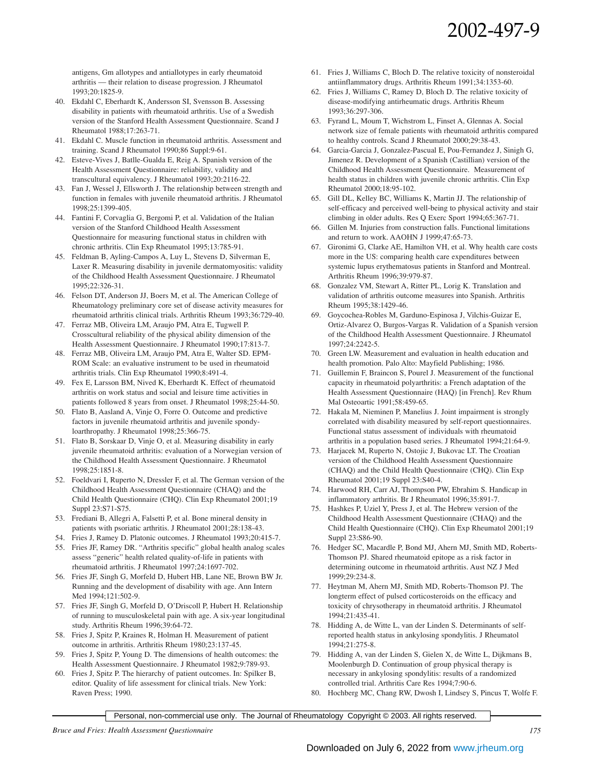antigens, Gm allotypes and antiallotypes in early rheumatoid arthritis — their relation to disease progression. J Rheumatol 1993;20:1825-9.

40. Ekdahl C, Eberhardt K, Andersson SI, Svensson B. Assessing disability in patients with rheumatoid arthritis. Use of a Swedish version of the Stanford Health Assessment Questionnaire. Scand J Rheumatol 1988;17:263-71.
41. Ekdahl C. Muscle function in rheumatoid arthritis. Assessment and training. Scand J Rheumatol 1990;86 Suppl:9-61.
42. Esteve-Vives J, Batlle-Gualda E, Reig A. Spanish version of the Health Assessment Questionnaire: reliability, validity and transcultural equivalency. J Rheumatol 1993;20:2116-22.
43. Fan J, Wessel J, Ellsworth J. The relationship between strength and function in females with juvenile rheumatoid arthritis. J Rheumatol 1998;25:1399-405.
44. Fantini F, Corvaglia G, Bergomi P, et al. Validation of the Italian version of the Stanford Childhood Health Assessment Questionnaire for measuring functional status in children with chronic arthritis. Clin Exp Rheumatol 1995;13:785-91.
45. Feldman B, Ayling-Campos A, Luy L, Stevens D, Silverman E, Laxer R. Measuring disability in juvenile dermatomyositis: validity of the Childhood Health Assessment Questionnaire. J Rheumatol 1995;22:326-31.
46. Felson DT, Anderson JJ, Boers M, et al. The American College of Rheumatology preliminary core set of disease activity measures for rheumatoid arthritis clinical trials. Arthritis Rheum 1993;36:729-40.
47. Ferraz MB, Oliveira LM, Araujo PM, Atra E, Tugwell P. Crosscultural reliability of the physical ability dimension of the Health Assessment Questionnaire. J Rheumatol 1990;17:813-7.
48. Ferraz MB, Oliveira LM, Araujo PM, Atra E, Walter SD. EPM-ROM Scale: an evaluative instrument to be used in rheumatoid arthritis trials. Clin Exp Rheumatol 1990;8:491-4.
49. Fex E, Larsson BM, Nived K, Eberhardt K. Effect of rheumatoid arthritis on work status and social and leisure time activities in patients followed 8 years from onset. J Rheumatol 1998;25:44-50.
50. Flato B, Aasland A, Vinje O, Forre O. Outcome and predictive factors in juvenile rheumatoid arthritis and juvenile spondyloarthropathy. J Rheumatol 1998;25:366-75.
51. Flato B, Sorskaar D, Vinje O, et al. Measuring disability in early juvenile rheumatoid arthritis: evaluation of a Norwegian version of the Childhood Health Assessment Questionnaire. J Rheumatol 1998;25:1851-8.
52. Foeldvari I, Ruperto N, Dressler F, et al. The German version of the Childhood Health Assessment Questionnaire (CHAQ) and the Child Health Questionnaire (CHQ). Clin Exp Rheumatol 2001;19 Suppl 23:S71-S75.
53. Frediani B, Allegri A, Falsetti P, et al. Bone mineral density in patients with psoriatic arthritis. J Rheumatol 2001;28:138-43.
54. Fries J, Ramey D. Platonic outcomes. J Rheumatol 1993;20:415-7.
55. Fries JF, Ramey DR. "Arthritis specific" global health analog scales assess "generic" health related quality-of-life in patients with rheumatoid arthritis. J Rheumatol 1997;24:1697-702.
56. Fries JF, Singh G, Morfeld D, Hubert HB, Lane NE, Brown BW Jr. Running and the development of disability with age. Ann Intern Med 1994;121:502-9.
57. Fries JF, Singh G, Morfeld D, O'Driscoll P, Hubert H. Relationship of running to musculoskeletal pain with age. A six-year longitudinal study. Arthritis Rheum 1996;39:64-72.
58. Fries J, Spitz P, Kraines R, Holman H. Measurement of patient outcome in arthritis. Arthritis Rheum 1980;23:137-45.
59. Fries J, Spitz P, Young D. The dimensions of health outcomes: the Health Assessment Questionnaire. J Rheumatol 1982;9:789-93.
60. Fries J, Spitz P. The hierarchy of patient outcomes. In: Spilker B, editor. Quality of life assessment for clinical trials. New York: Raven Press; 1990.
61. Fries J, Williams C, Bloch D. The relative toxicity of nonsteroidal antiinflammatory drugs. Arthritis Rheum 1991;34:1353-60.
62. Fries J, Williams C, Ramey D, Bloch D. The relative toxicity of disease-modifying antirheumatic drugs. Arthritis Rheum 1993;36:297-306.
63. Fyrand L, Moum T, Wichstrom L, Finset A, Glennas A. Social network size of female patients with rheumatoid arthritis compared to healthy controls. Scand J Rheumatol 2000;29:38-43.
64. Garcia-Garcia J, Gonzalez-Pascual E, Pou-Fernandez J, Sinigh G, Jimenez R. Development of a Spanish (Castillian) version of the Childhood Health Assessment Questionnaire. Measurement of health status in children with juvenile chronic arthritis. Clin Exp Rheumatol 2000;18:95-102.
65. Gill DL, Kelley BC, Williams K, Martin JJ. The relationship of self-efficacy and perceived well-being to physical activity and stair climbing in older adults. Res Q Exerc Sport 1994;65:367-71.
66. Gillen M. Injuries from construction falls. Functional limitations and return to work. AAOHN J 1999;47:65-73.
67. Gironimi G, Clarke AE, Hamilton VH, et al. Why health care costs more in the US: comparing health care expenditures between systemic lupus erythematosus patients in Stanford and Montreal. Arthritis Rheum 1996;39:979-87.
68. Gonzalez VM, Stewart A, Ritter PL, Lorig K. Translation and validation of arthritis outcome measures into Spanish. Arthritis Rheum 1995;38:1429-46.
69. Goycochea-Robles M, Garduno-Espinosa J, Vilchis-Guizar E, Ortiz-Alvarez O, Burgos-Vargas R. Validation of a Spanish version of the Childhood Health Assessment Questionnaire. J Rheumatol 1997;24:2242-5.
70. Green LW. Measurement and evaluation in health education and health promotion. Palo Alto: Mayfield Publishing; 1986.
71. Guillemin F, Braincon S, Pourel J. Measurement of the functional capacity in rheumatoid polyarthritis: a French adaptation of the Health Assessment Questionnaire (HAQ) [in French]. Rev Rhum Mal Osteoartic 1991;58:459-65.
72. Hakala M, Nieminen P, Manelius J. Joint impairment is strongly correlated with disability measured by self-report questionnaires. Functional status assessment of individuals with rheumatoid arthritis in a population based series. J Rheumatol 1994;21:64-9.
73. Harjacek M, Ruperto N, Ostojic J, Bukovac LT. The Croatian version of the Childhood Health Assessment Questionnaire (CHAQ) and the Child Health Questionnaire (CHQ). Clin Exp Rheumatol 2001;19 Suppl 23:S40-4.
74. Harwood RH, Carr AJ, Thompson PW, Ebrahim S. Handicap in inflammatory arthritis. Br J Rheumatol 1996;35:891-7.
75. Hashkes P, Uziel Y, Press J, et al. The Hebrew version of the Childhood Health Assessment Questionnaire (CHAQ) and the Child Health Questionnaire (CHQ). Clin Exp Rheumatol 2001;19 Suppl 23:S86-90.
76. Hedger SC, Macardle P, Bond MJ, Ahern MJ, Smith MD, Roberts-Thomson PJ. Shared rheumatoid epitope as a risk factor in determining outcome in rheumatoid arthritis. Aust NZ J Med 1999;29:234-8.
77. Heytman M, Ahern MJ, Smith MD, Roberts-Thomson PJ. The longterm effect of pulsed corticosteroids on the efficacy and toxicity of chrysotherapy in rheumatoid arthritis. J Rheumatol 1994;21:435-41.
78. Hidding A, de Witte L, van der Linden S. Determinants of self-reported health status in ankylosing spondylitis. J Rheumatol 1994;21:275-8.
79. Hidding A, van der Linden S, Gielen X, de Witte L, Dijkmans B, Moolenburgh D. Continuation of group physical therapy is necessary in ankylosing spondylitis: results of a randomized controlled trial. Arthritis Care Res 1994;7:90-6.
80. Hochberg MC, Chang RW, Dwosh I, Lindsey S, Pincus T, Wolfe F.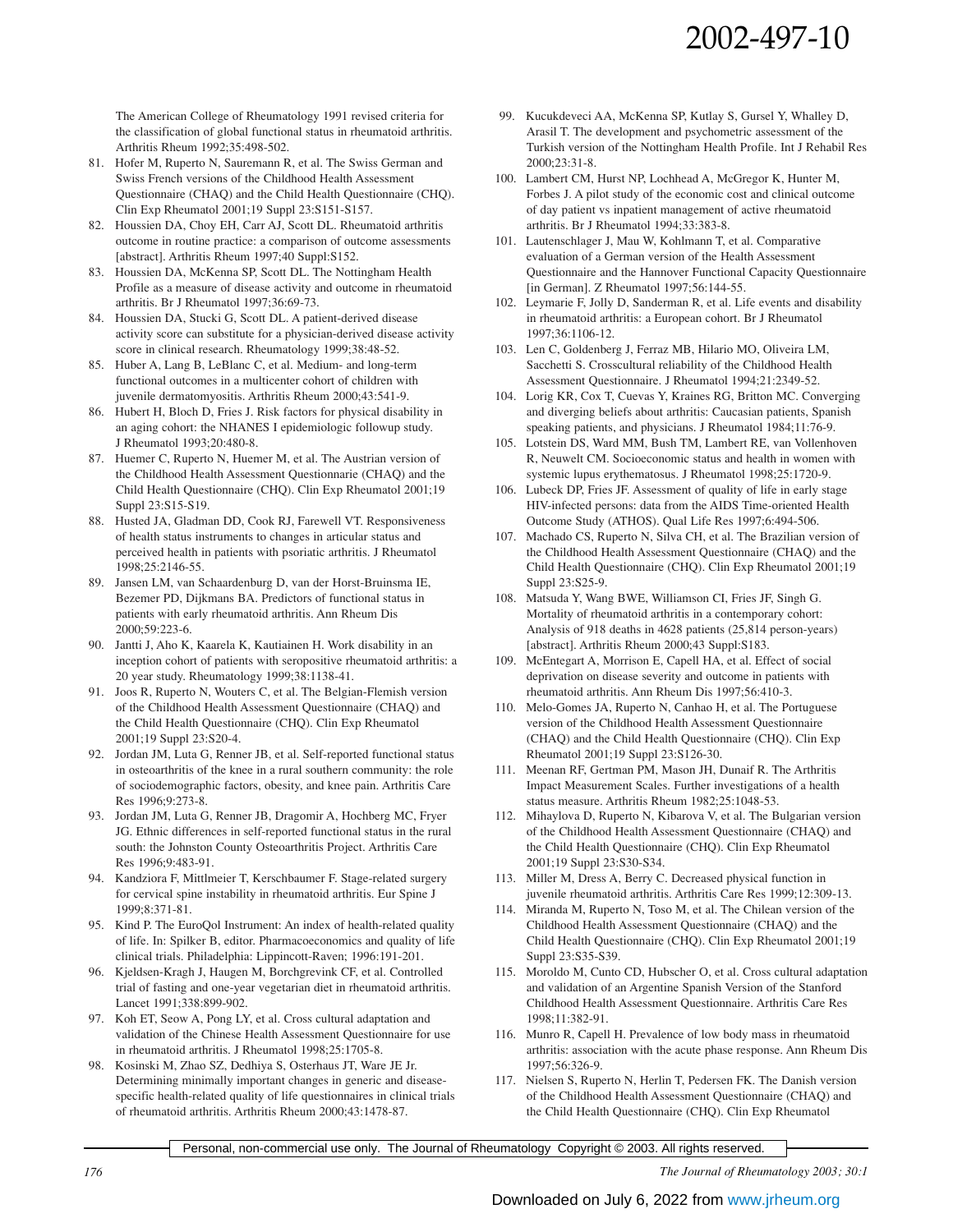The American College of Rheumatology 1991 revised criteria for the classification of global functional status in rheumatoid arthritis. Arthritis Rheum 1992;35:498-502.

81. Hofer M, Ruperto N, Sauremann R, et al. The Swiss German and Swiss French versions of the Childhood Health Assessment Questionnaire (CHAQ) and the Child Health Questionnaire (CHQ). Clin Exp Rheumatol 2001;19 Suppl 23:S151-S157.
82. Houssien DA, Choy EH, Carr AJ, Scott DL. Rheumatoid arthritis outcome in routine practice: a comparison of outcome assessments [abstract]. Arthritis Rheum 1997;40 Suppl:S152.
83. Houssien DA, McKenna SP, Scott DL. The Nottingham Health Profile as a measure of disease activity and outcome in rheumatoid arthritis. Br J Rheumatol 1997;36:69-73.
84. Houssien DA, Stucki G, Scott DL. A patient-derived disease activity score can substitute for a physician-derived disease activity score in clinical research. Rheumatology 1999;38:48-52.
85. Huber A, Lang B, LeBlanc C, et al. Medium- and long-term functional outcomes in a multicenter cohort of children with juvenile dermatomyositis. Arthritis Rheum 2000;43:541-9.
86. Hubert H, Bloch D, Fries J. Risk factors for physical disability in an aging cohort: the NHANES I epidemiologic followup study. J Rheumatol 1993;20:480-8.
87. Huemer C, Ruperto N, Huemer M, et al. The Austrian version of the Childhood Health Assessment Questionnaire (CHAQ) and the Child Health Questionnaire (CHQ). Clin Exp Rheumatol 2001;19 Suppl 23:S15-S19.
88. Husted JA, Gladman DD, Cook RJ, Farewell VT. Responsiveness of health status instruments to changes in articular status and perceived health in patients with psoriatic arthritis. J Rheumatol 1998;25:2146-55.
89. Jansen LM, van Schaardenburg D, van der Horst-Bruinsma IE, Bezemer PD, Dijkmans BA. Predictors of functional status in patients with early rheumatoid arthritis. Ann Rheum Dis 2000;59:223-6.
90. Jantti J, Aho K, Kaarela K, Kautiainen H. Work disability in an inception cohort of patients with seropositive rheumatoid arthritis: a 20 year study. Rheumatology 1999;38:1138-41.
91. Joos R, Ruperto N, Wouters C, et al. The Belgian-Flemish version of the Childhood Health Assessment Questionnaire (CHAQ) and the Child Health Questionnaire (CHQ). Clin Exp Rheumatol 2001;19 Suppl 23:S20-4.
92. Jordan JM, Luta G, Renner JB, et al. Self-reported functional status in osteoarthritis of the knee in a rural southern community: the role of sociodemographic factors, obesity, and knee pain. Arthritis Care Res 1996;9:273-8.
93. Jordan JM, Luta G, Renner JB, Dragomir A, Hochberg MC, Fryer JG. Ethnic differences in self-reported functional status in the rural south: the Johnston County Osteoarthritis Project. Arthritis Care Res 1996;9:483-91.
94. Kandziora F, Mittlmeier T, Kerschbaumer F. Stage-related surgery for cervical spine instability in rheumatoid arthritis. Eur Spine J 1999;8:371-81.
95. Kind P. The EuroQol Instrument: An index of health-related quality of life. In: Spilker B, editor. Pharmacoeconomics and quality of life clinical trials. Philadelphia: Lippincott-Raven; 1996:191-201.
96. Kjeldsen-Kragh J, Haugen M, Borchgrevink CF, et al. Controlled trial of fasting and one-year vegetarian diet in rheumatoid arthritis. Lancet 1991;338:899-902.
97. Koh ET, Seow A, Pong LY, et al. Cross cultural adaptation and validation of the Chinese Health Assessment Questionnaire for use in rheumatoid arthritis. J Rheumatol 1998;25:1705-8.
98. Kosinski M, Zhao SZ, Dedhiya S, Osterhaus JT, Ware JE Jr. Determining minimally important changes in generic and disease-specific health-related quality of life questionnaires in clinical trials of rheumatoid arthritis. Arthritis Rheum 2000;43:1478-87.
99. Kucukdeveci AA, McKenna SP, Kutlay S, Gursel Y, Whalley D, Arasil T. The development and psychometric assessment of the Turkish version of the Nottingham Health Profile. Int J Rehabil Res 2000;23:31-8.
100. Lambert CM, Hurst NP, Lochhead A, McGregor K, Hunter M, Forbes J. A pilot study of the economic cost and clinical outcome of day patient vs inpatient management of active rheumatoid arthritis. Br J Rheumatol 1994;33:383-8.
101. Lautenschlager J, Mau W, Kohlmann T, et al. Comparative evaluation of a German version of the Health Assessment Questionnaire and the Hannover Functional Capacity Questionnaire [in German]. Z Rheumatol 1997;56:144-55.
102. Leymarie F, Jolly D, Sanderman R, et al. Life events and disability in rheumatoid arthritis: a European cohort. Br J Rheumatol 1997;36:1106-12.
103. Len C, Goldenberg J, Ferraz MB, Hilario MO, Oliveira LM, Sacchetti S. Crosscultural reliability of the Childhood Health Assessment Questionnaire. J Rheumatol 1994;21:2349-52.
104. Lorig KR, Cox T, Cuevas Y, Kraines RG, Britton MC. Converging and diverging beliefs about arthritis: Caucasian patients, Spanish speaking patients, and physicians. J Rheumatol 1984;11:76-9.
105. Lotstein DS, Ward MM, Bush TM, Lambert RE, van Vollenhoven R, Neuwelt CM. Socioeconomic status and health in women with systemic lupus erythematosus. J Rheumatol 1998;25:1720-9.
106. Lubeck DP, Fries JF. Assessment of quality of life in early stage HIV-infected persons: data from the AIDS Time-oriented Health Outcome Study (ATHOS). Qual Life Res 1997;6:494-506.
107. Machado CS, Ruperto N, Silva CH, et al. The Brazilian version of the Childhood Health Assessment Questionnaire (CHAQ) and the Child Health Questionnaire (CHQ). Clin Exp Rheumatol 2001;19 Suppl 23:S25-9.
108. Matsuda Y, Wang BWE, Williamson CI, Fries JF, Singh G. Mortality of rheumatoid arthritis in a contemporary cohort: Analysis of 918 deaths in 4628 patients (25,814 person-years) [abstract]. Arthritis Rheum 2000;43 Suppl:S183.
109. McEntegart A, Morrison E, Capell HA, et al. Effect of social deprivation on disease severity and outcome in patients with rheumatoid arthritis. Ann Rheum Dis 1997;56:410-3.
110. Melo-Gomes JA, Ruperto N, Canhao H, et al. The Portuguese version of the Childhood Health Assessment Questionnaire (CHAQ) and the Child Health Questionnaire (CHQ). Clin Exp Rheumatol 2001;19 Suppl 23:S126-30.
111. Meenan RF, Gertman PM, Mason JH, Dunaif R. The Arthritis Impact Measurement Scales. Further investigations of a health status measure. Arthritis Rheum 1982;25:1048-53.
112. Mihaylova D, Ruperto N, Kibarova V, et al. The Bulgarian version of the Childhood Health Assessment Questionnaire (CHAQ) and the Child Health Questionnaire (CHQ). Clin Exp Rheumatol 2001;19 Suppl 23:S30-S34.
113. Miller M, Dress A, Berry C. Decreased physical function in juvenile rheumatoid arthritis. Arthritis Care Res 1999;12:309-13.
114. Miranda M, Ruperto N, Toso M, et al. The Chilean version of the Childhood Health Assessment Questionnaire (CHAQ) and the Child Health Questionnaire (CHQ). Clin Exp Rheumatol 2001;19 Suppl 23:S35-S39.
115. Moroldo M, Cunto CD, Hubscher O, et al. Cross cultural adaptation and validation of an Argentine Spanish Version of the Stanford Childhood Health Assessment Questionnaire. Arthritis Care Res 1998;11:382-91.
116. Munro R, Capell H. Prevalence of low body mass in rheumatoid arthritis: association with the acute phase response. Ann Rheum Dis 1997;56:326-9.
117. Nielsen S, Ruperto N, Herlin T, Pedersen FK. The Danish version of the Childhood Health Assessment Questionnaire (CHAQ) and the Child Health Questionnaire (CHQ). Clin Exp Rheumatol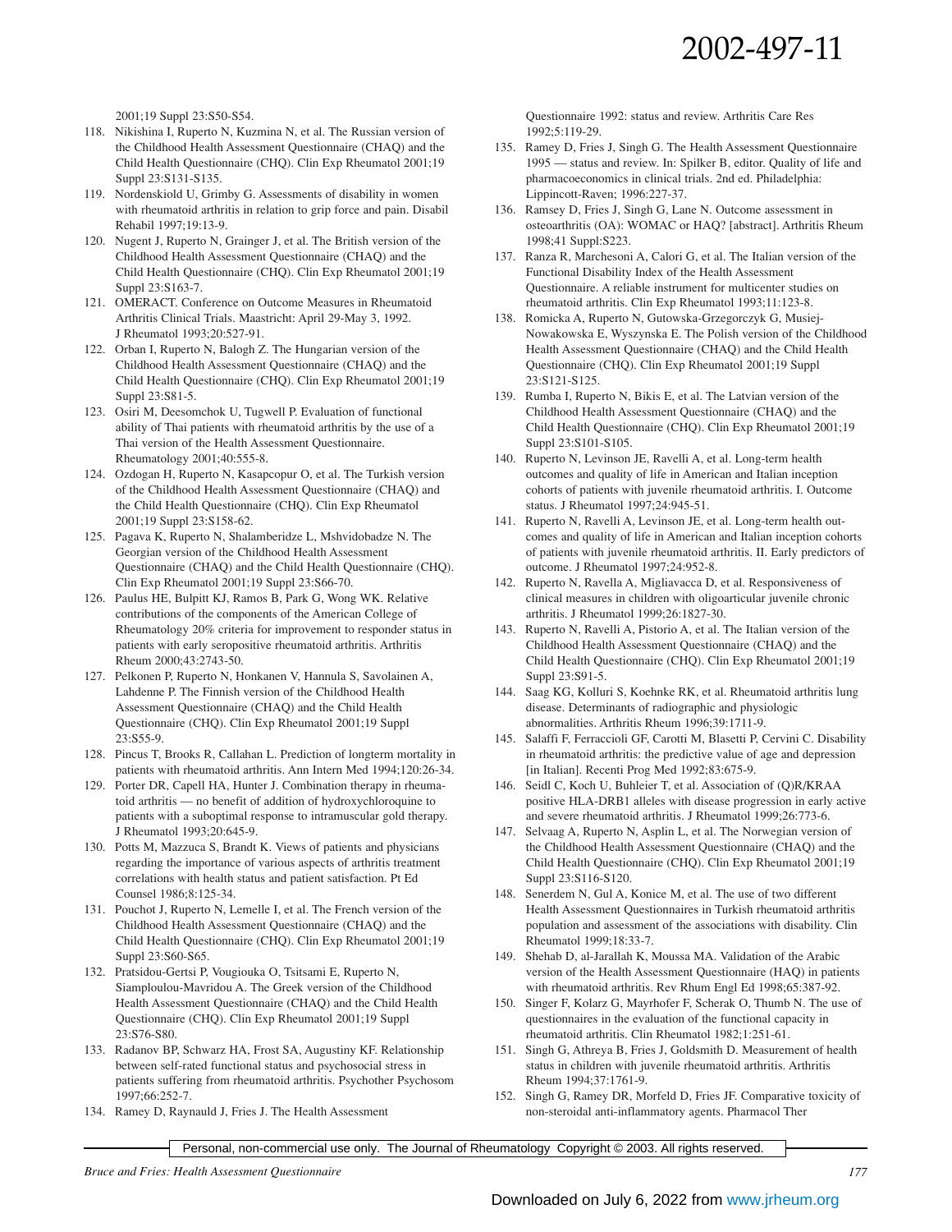2001;19 Suppl 23:S50-S54.

118. Nikishina I, Ruperto N, Kuzmina N, et al. The Russian version of the Childhood Health Assessment Questionnaire (CHAQ) and the Child Health Questionnaire (CHQ). Clin Exp Rheumatol 2001;19 Suppl 23:S131-S135.
119. Nordenskiold U, Grimby G. Assessments of disability in women with rheumatoid arthritis in relation to grip force and pain. Disabil Rehabil 1997;19:13-9.
120. Nugent J, Ruperto N, Grainger J, et al. The British version of the Childhood Health Assessment Questionnaire (CHAQ) and the Child Health Questionnaire (CHQ). Clin Exp Rheumatol 2001;19 Suppl 23:S163-7.
121. OMERACT. Conference on Outcome Measures in Rheumatoid Arthritis Clinical Trials. Maastricht: April 29-May 3, 1992. J Rheumatol 1993;20:527-91.
122. Orban I, Ruperto N, Balogh Z. The Hungarian version of the Childhood Health Assessment Questionnaire (CHAQ) and the Child Health Questionnaire (CHQ). Clin Exp Rheumatol 2001;19 Suppl 23:S81-5.
123. Osiri M, Deesomchok U, Tugwell P. Evaluation of functional ability of Thai patients with rheumatoid arthritis by the use of a Thai version of the Health Assessment Questionnaire. Rheumatology 2001;40:555-8.
124. Ozdogan H, Ruperto N, Kasapcopur O, et al. The Turkish version of the Childhood Health Assessment Questionnaire (CHAQ) and the Child Health Questionnaire (CHQ). Clin Exp Rheumatol 2001;19 Suppl 23:S158-62.
125. Pagava K, Ruperto N, Shalamberidze L, Mshvidobadze N. The Georgian version of the Childhood Health Assessment Questionnaire (CHAQ) and the Child Health Questionnaire (CHQ). Clin Exp Rheumatol 2001;19 Suppl 23:S66-70.
126. Paulus HE, Bulpitt KJ, Ramos B, Park G, Wong WK. Relative contributions of the components of the American College of Rheumatology 20% criteria for improvement to responder status in patients with early seropositive rheumatoid arthritis. Arthritis Rheum 2000;43:2743-50.
127. Pelkonen P, Ruperto N, Honkanen V, Hannula S, Savolainen A, Lahdenne P. The Finnish version of the Childhood Health Assessment Questionnaire (CHAQ) and the Child Health Questionnaire (CHQ). Clin Exp Rheumatol 2001;19 Suppl 23:S55-9.
128. Pincus T, Brooks R, Callahan L. Prediction of longterm mortality in patients with rheumatoid arthritis. Ann Intern Med 1994;120:26-34.
129. Porter DR, Capell HA, Hunter J. Combination therapy in rheumatoid arthritis — no benefit of addition of hydroxychloroquine to patients with a suboptimal response to intramuscular gold therapy. J Rheumatol 1993;20:645-9.
130. Potts M, Mazzuca S, Brandt K. Views of patients and physicians regarding the importance of various aspects of arthritis treatment correlations with health status and patient satisfaction. Pt Ed Counsel 1986;8:125-34.
131. Pouchot J, Ruperto N, Lemelle I, et al. The French version of the Childhood Health Assessment Questionnaire (CHAQ) and the Child Health Questionnaire (CHQ). Clin Exp Rheumatol 2001;19 Suppl 23:S60-S65.
132. Pratsidou-Gertsi P, Vougiouka O, Tsitsami E, Ruperto N, Siamploulou-Mavridou A. The Greek version of the Childhood Health Assessment Questionnaire (CHAQ) and the Child Health Questionnaire (CHQ). Clin Exp Rheumatol 2001;19 Suppl 23:S76-S80.
133. Radanov BP, Schwarz HA, Frost SA, Augustiny KF. Relationship between self-rated functional status and psychosocial stress in patients suffering from rheumatoid arthritis. Psychother Psychosom 1997;66:252-7.
134. Ramey D, Raynauld J, Fries J. The Health Assessment Questionnaire 1992: status and review. Arthritis Care Res 1992;5:119-29.
135. Ramey D, Fries J, Singh G. The Health Assessment Questionnaire 1995 — status and review. In: Spilker B, editor. Quality of life and pharmacoeconomics in clinical trials. 2nd ed. Philadelphia: Lippincott-Raven; 1996:227-37.
136. Ramsey D, Fries J, Singh G, Lane N. Outcome assessment in osteoarthritis (OA): WOMAC or HAQ? [abstract]. Arthritis Rheum 1998;41 Suppl:S223.
137. Ranza R, Marchesoni A, Calori G, et al. The Italian version of the Functional Disability Index of the Health Assessment Questionnaire. A reliable instrument for multicenter studies on rheumatoid arthritis. Clin Exp Rheumatol 1993;11:123-8.
138. Romicka A, Ruperto N, Gutowska-Grzegorczyk G, Musiej-Nowakowska E, Wyszynska E. The Polish version of the Childhood Health Assessment Questionnaire (CHAQ) and the Child Health Questionnaire (CHQ). Clin Exp Rheumatol 2001;19 Suppl 23:S121-S125.
139. Rumba I, Ruperto N, Bikis E, et al. The Latvian version of the Childhood Health Assessment Questionnaire (CHAQ) and the Child Health Questionnaire (CHQ). Clin Exp Rheumatol 2001;19 Suppl 23:S101-S105.
140. Ruperto N, Levinson JE, Ravelli A, et al. Long-term health outcomes and quality of life in American and Italian inception cohorts of patients with juvenile rheumatoid arthritis. I. Outcome status. J Rheumatol 1997;24:945-51.
141. Ruperto N, Ravelli A, Levinson JE, et al. Long-term health outcomes and quality of life in American and Italian inception cohorts of patients with juvenile rheumatoid arthritis. II. Early predictors of outcome. J Rheumatol 1997;24:952-8.
142. Ruperto N, Ravella A, Migliavacca D, et al. Responsiveness of clinical measures in children with oligoarticular juvenile chronic arthritis. J Rheumatol 1999;26:1827-30.
143. Ruperto N, Ravelli A, Pistorio A, et al. The Italian version of the Childhood Health Assessment Questionnaire (CHAQ) and the Child Health Questionnaire (CHQ). Clin Exp Rheumatol 2001;19 Suppl 23:S91-5.
144. Saag KG, Kolluri S, Koehnke RK, et al. Rheumatoid arthritis lung disease. Determinants of radiographic and physiologic abnormalities. Arthritis Rheum 1996;39:1711-9.
145. Salaffi F, Ferraccioli GF, Carotti M, Blasetti P, Cervini C. Disability in rheumatoid arthritis: the predictive value of age and depression [in Italian]. Recenti Prog Med 1992;83:675-9.
146. Seidl C, Koch U, Buhleier T, et al. Association of (Q)R/KRAA positive HLA-DRB1 alleles with disease progression in early active and severe rheumatoid arthritis. J Rheumatol 1999;26:773-6.
147. Selvaag A, Ruperto N, Asplin L, et al. The Norwegian version of the Childhood Health Assessment Questionnaire (CHAQ) and the Child Health Questionnaire (CHQ). Clin Exp Rheumatol 2001;19 Suppl 23:S116-S120.
148. Senerdem N, Gul A, Konice M, et al. The use of two different Health Assessment Questionnaires in Turkish rheumatoid arthritis population and assessment of the associations with disability. Clin Rheumatol 1999;18:33-7.
149. Shehab D, al-Jarallah K, Moussa MA. Validation of the Arabic version of the Health Assessment Questionnaire (HAQ) in patients with rheumatoid arthritis. Rev Rhum Engl Ed 1998;65:387-92.
150. Singer F, Kolarz G, Mayrhofer F, Scherak O, Thumb N. The use of questionnaires in the evaluation of the functional capacity in rheumatoid arthritis. Clin Rheumatol 1982;1:251-61.
151. Singh G, Athreya B, Fries J, Goldsmith D. Measurement of health status in children with juvenile rheumatoid arthritis. Arthritis Rheum 1994;37:1761-9.
152. Singh G, Ramey DR, Morfeld D, Fries JF. Comparative toxicity of non-steroidal anti-inflammatory agents. Pharmacol Ther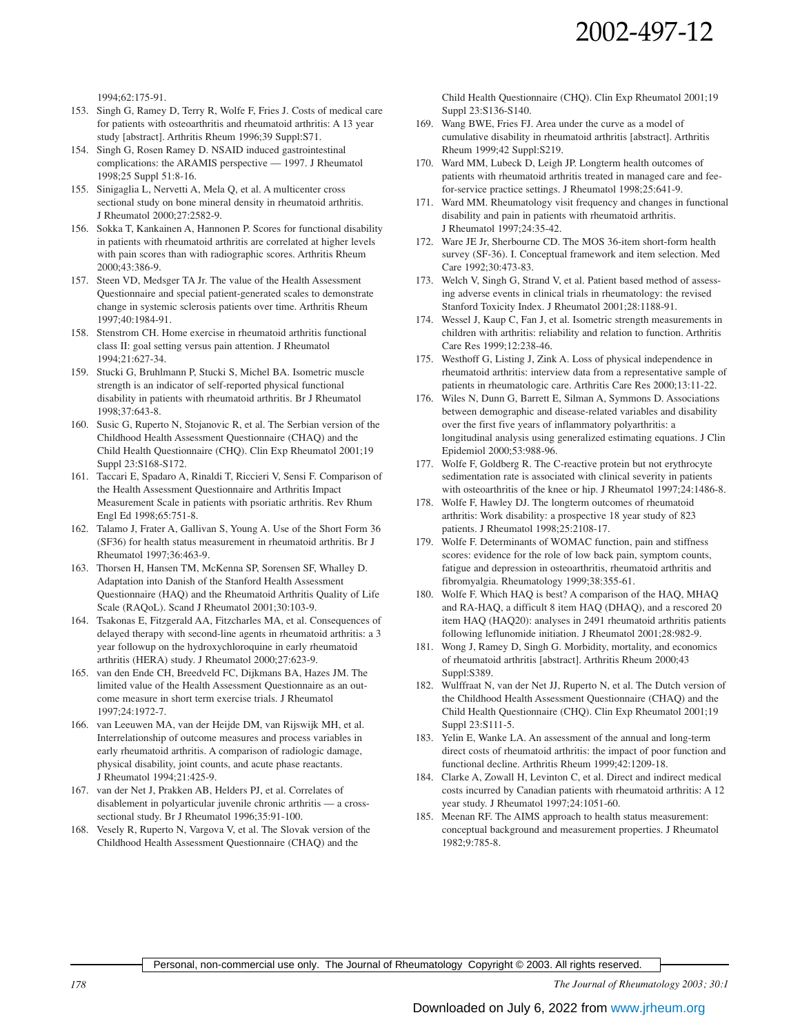1994;62:175-91.

153. Singh G, Ramey D, Terry R, Wolfe F, Fries J. Costs of medical care for patients with osteoarthritis and rheumatoid arthritis: A 13 year study [abstract]. Arthritis Rheum 1996;39 Suppl:S71.
154. Singh G, Rosen Ramey D. NSAID induced gastrointestinal complications: the ARAMIS perspective — 1997. J Rheumatol 1998;25 Suppl 51:8-16.
155. Sinigaglia L, Nervetti A, Mela Q, et al. A multicenter cross sectional study on bone mineral density in rheumatoid arthritis. J Rheumatol 2000;27:2582-9.
156. Sokka T, Kankainen A, Hannonen P. Scores for functional disability in patients with rheumatoid arthritis are correlated at higher levels with pain scores than with radiographic scores. Arthritis Rheum 2000;43:386-9.
157. Steen VD, Medsger TA Jr. The value of the Health Assessment Questionnaire and special patient-generated scales to demonstrate change in systemic sclerosis patients over time. Arthritis Rheum 1997;40:1984-91.
158. Stenstrom CH. Home exercise in rheumatoid arthritis functional class II: goal setting versus pain attention. J Rheumatol 1994;21:627-34.
159. Stucki G, Bruhlmann P, Stucki S, Michel BA. Isometric muscle strength is an indicator of self-reported physical functional disability in patients with rheumatoid arthritis. Br J Rheumatol 1998;37:643-8.
160. Susic G, Ruperto N, Stojanovic R, et al. The Serbian version of the Childhood Health Assessment Questionnaire (CHAQ) and the Child Health Questionnaire (CHQ). Clin Exp Rheumatol 2001;19 Suppl 23:S168-S172.
161. Taccari E, Spadaro A, Rinaldi T, Riccieri V, Sensi F. Comparison of the Health Assessment Questionnaire and Arthritis Impact Measurement Scale in patients with psoriatic arthritis. Rev Rhum Engl Ed 1998;65:751-8.
162. Talamo J, Frater A, Gallivan S, Young A. Use of the Short Form 36 (SF36) for health status measurement in rheumatoid arthritis. Br J Rheumatol 1997;36:463-9.
163. Thorsen H, Hansen TM, McKenna SP, Sorensen SF, Whalley D. Adaptation into Danish of the Stanford Health Assessment Questionnaire (HAQ) and the Rheumatoid Arthritis Quality of Life Scale (RAQoL). Scand J Rheumatol 2001;30:103-9.
164. Tsakonas E, Fitzgerald AA, Fitzcharles MA, et al. Consequences of delayed therapy with second-line agents in rheumatoid arthritis: a 3 year followup on the hydroxychloroquine in early rheumatoid arthritis (HERA) study. J Rheumatol 2000;27:623-9.
165. van den Ende CH, Breedveld FC, Dijkmans BA, Hazes JM. The limited value of the Health Assessment Questionnaire as an outcome measure in short term exercise trials. J Rheumatol 1997;24:1972-7.
166. van Leeuwen MA, van der Heijde DM, van Rijswijk MH, et al. Interrelationship of outcome measures and process variables in early rheumatoid arthritis. A comparison of radiologic damage, physical disability, joint counts, and acute phase reactants. J Rheumatol 1994;21:425-9.
167. van der Net J, Prakken AB, Helders PJ, et al. Correlates of disablement in polyarticular juvenile chronic arthritis — a cross-sectional study. Br J Rheumatol 1996;35:91-100.
168. Vesely R, Ruperto N, Vargova V, et al. The Slovak version of the Childhood Health Assessment Questionnaire (CHAQ) and the Child Health Questionnaire (CHQ). Clin Exp Rheumatol 2001;19 Suppl 23:S136-S140.
169. Wang BWE, Fries FJ. Area under the curve as a model of cumulative disability in rheumatoid arthritis [abstract]. Arthritis Rheum 1999;42 Suppl:S219.
170. Ward MM, Lubeck D, Leigh JP. Longterm health outcomes of patients with rheumatoid arthritis treated in managed care and fee-for-service practice settings. J Rheumatol 1998;25:641-9.
171. Ward MM. Rheumatology visit frequency and changes in functional disability and pain in patients with rheumatoid arthritis. J Rheumatol 1997;24:35-42.
172. Ware JE Jr, Sherbourne CD. The MOS 36-item short-form health survey (SF-36). I. Conceptual framework and item selection. Med Care 1992;30:473-83.
173. Welch V, Singh G, Strand V, et al. Patient based method of assessing adverse events in clinical trials in rheumatology: the revised Stanford Toxicity Index. J Rheumatol 2001;28:1188-91.
174. Wessel J, Kaup C, Fan J, et al. Isometric strength measurements in children with arthritis: reliability and relation to function. Arthritis Care Res 1999;12:238-46.
175. Westhoff G, Listing J, Zink A. Loss of physical independence in rheumatoid arthritis: interview data from a representative sample of patients in rheumatologic care. Arthritis Care Res 2000;13:11-22.
176. Wiles N, Dunn G, Barrett E, Silman A, Symmons D. Associations between demographic and disease-related variables and disability over the first five years of inflammatory polyarthritis: a longitudinal analysis using generalized estimating equations. J Clin Epidemiol 2000;53:988-96.
177. Wolfe F, Goldberg R. The C-reactive protein but not erythrocyte sedimentation rate is associated with clinical severity in patients with osteoarthritis of the knee or hip. J Rheumatol 1997;24:1486-8.
178. Wolfe F, Hawley DJ. The longterm outcomes of rheumatoid arthritis: Work disability: a prospective 18 year study of 823 patients. J Rheumatol 1998;25:2108-17.
179. Wolfe F. Determinants of WOMAC function, pain and stiffness scores: evidence for the role of low back pain, symptom counts, fatigue and depression in osteoarthritis, rheumatoid arthritis and fibromyalgia. Rheumatology 1999;38:355-61.
180. Wolfe F. Which HAQ is best? A comparison of the HAQ, MHAQ and RA-HAQ, a difficult 8 item HAQ (DHAQ), and a rescored 20 item HAQ (HAQ20): analyses in 2491 rheumatoid arthritis patients following leflunomide initiation. J Rheumatol 2001;28:982-9.
181. Wong J, Ramey D, Singh G. Morbidity, mortality, and economics of rheumatoid arthritis [abstract]. Arthritis Rheum 2000;43 Suppl:S389.
182. Wulffraat N, van der Net JJ, Ruperto N, et al. The Dutch version of the Childhood Health Assessment Questionnaire (CHAQ) and the Child Health Questionnaire (CHQ). Clin Exp Rheumatol 2001;19 Suppl 23:S111-5.
183. Yelin E, Wanke LA. An assessment of the annual and long-term direct costs of rheumatoid arthritis: the impact of poor function and functional decline. Arthritis Rheum 1999;42:1209-18.
184. Clarke A, Zowall H, Levinton C, et al. Direct and indirect medical costs incurred by Canadian patients with rheumatoid arthritis: A 12 year study. J Rheumatol 1997;24:1051-60.
185. Meenan RF. The AIMS approach to health status measurement: conceptual background and measurement properties. J Rheumatol 1982;9:785-8.